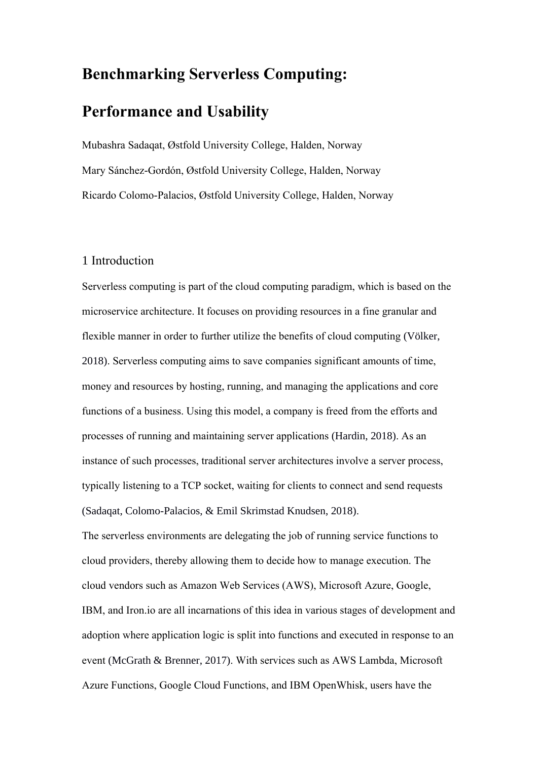# Benchmarking Serverless Computing: Performance and Usability

Mubashra Sadaqat, Østfold University College, Halden, Norway

Mary Sánchez-Gordón, Østfold University College, Halden, Norway

Ricardo Colomo-Palacios, Østfold University College, Halden, Norway

## 1 Introduction

Serverless computing is part of the cloud computing paradigm, which is based on the microservice architecture. It focuses on providing resources in a fine granular and flexible manner in order to further utilize the benefits of cloud computing (Völker, 2018). Serverless computing aims to save companies significant amounts of time, money and resources by hosting, running, and managing the applications and core functions of a business. Using this model, a company is freed from the efforts and processes of running and maintaining server applications (Hardin, 2018). As an instance of such processes, traditional server architectures involve a server process, typically listening to a TCP socket, waiting for clients to connect and send requests (Sadaqat, Colomo-Palacios, & Emil Skrimstad Knudsen, 2018).

The serverless environments are delegating the job of running service functions to cloud providers, thereby allowing them to decide how to manage execution. The cloud vendors such as Amazon Web Services (AWS), Microsoft Azure, Google, IBM, and Iron.io are all incarnations of this idea in various stages of development and adoption where application logic is split into functions and executed in response to an event (McGrath & Brenner, 2017). With services such as AWS Lambda, Microsoft Azure Functions, Google Cloud Functions, and IBM OpenWhisk, users have the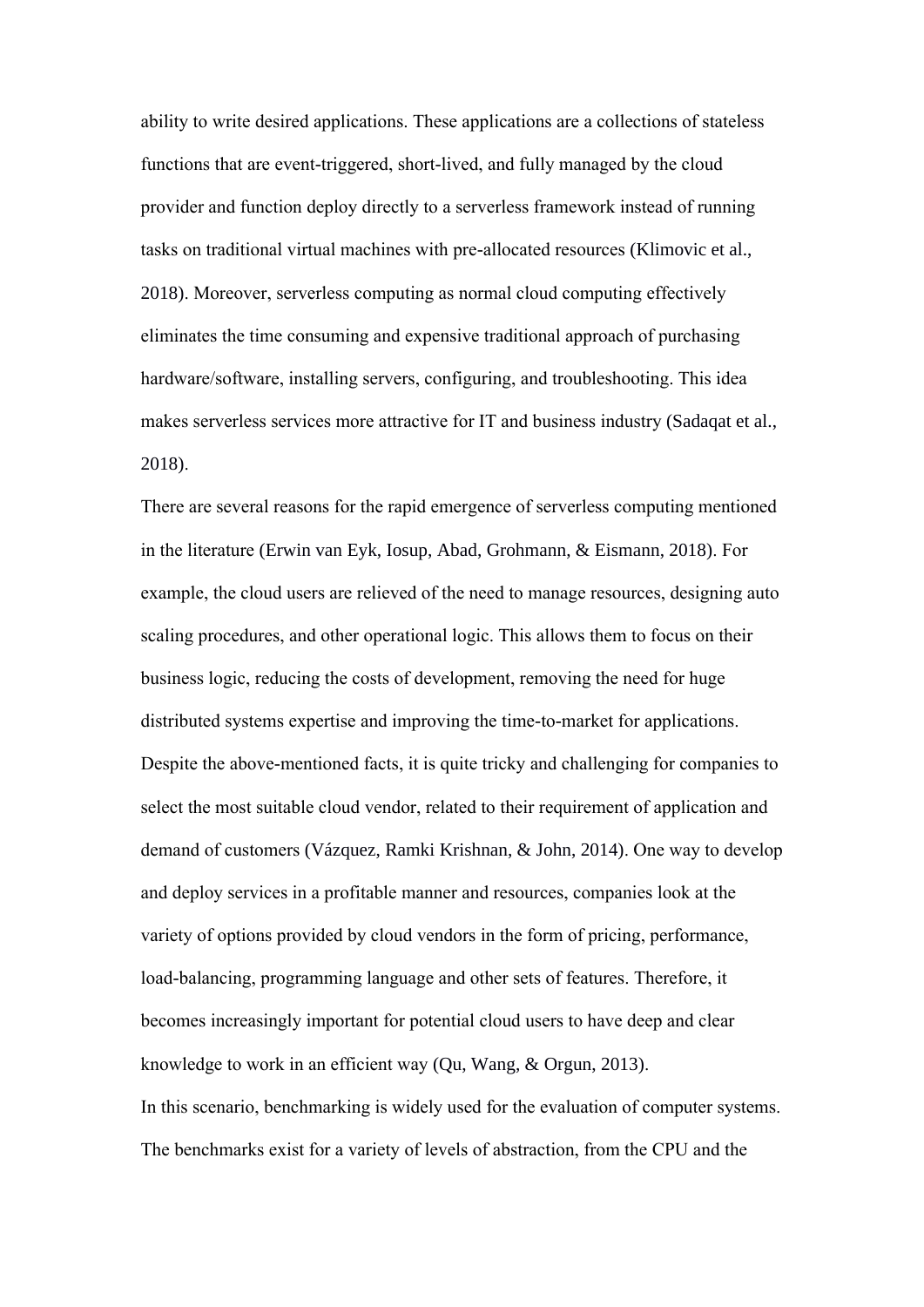ability to write desired applications. These applications are a collections of stateless functions that are event-triggered, short-lived, and fully managed by the cloud provider and function deploy directly to a serverless framework instead of running tasks on traditional virtual machines with pre-allocated resources (Klimovic et al., 2018). Moreover, serverless computing as normal cloud computing effectively eliminates the time consuming and expensive traditional approach of purchasing hardware/software, installing servers, configuring, and troubleshooting. This idea makes serverless services more attractive for IT and business industry (Sadaqat et al., 2018).

There are several reasons for the rapid emergence of serverless computing mentioned in the literature (Erwin van Eyk, Iosup, Abad, Grohmann, & Eismann, 2018). For example, the cloud users are relieved of the need to manage resources, designing auto scaling procedures, and other operational logic. This allows them to focus on their business logic, reducing the costs of development, removing the need for huge distributed systems expertise and improving the time-to-market for applications. Despite the above-mentioned facts, it is quite tricky and challenging for companies to select the most suitable cloud vendor, related to their requirement of application and demand of customers (Vázquez, Ramki Krishnan, & John, 2014). One way to develop and deploy services in a profitable manner and resources, companies look at the variety of options provided by cloud vendors in the form of pricing, performance, load-balancing, programming language and other sets of features. Therefore, it becomes increasingly important for potential cloud users to have deep and clear knowledge to work in an efficient way (Qu, Wang, & Orgun, 2013).

In this scenario, benchmarking is widely used for the evaluation of computer systems. The benchmarks exist for a variety of levels of abstraction, from the CPU and the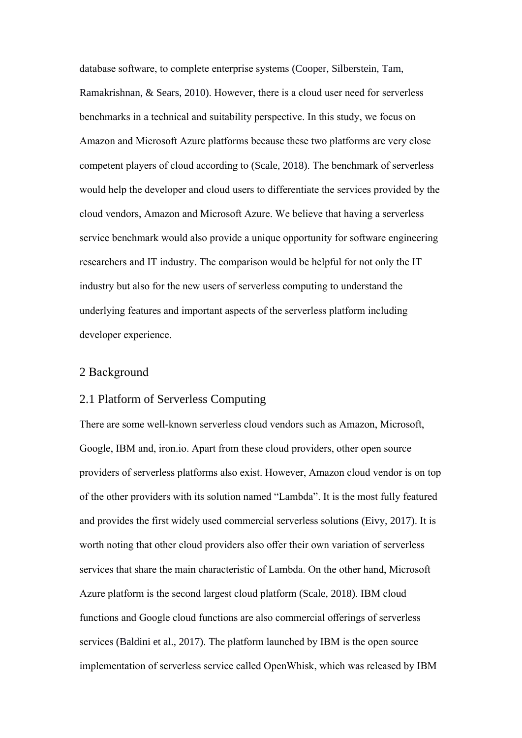database software, to complete enterprise systems (Cooper, Silberstein, Tam, Ramakrishnan, & Sears, 2010). However, there is a cloud user need for serverless benchmarks in a technical and suitability perspective. In this study, we focus on Amazon and Microsoft Azure platforms because these two platforms are very close competent players of cloud according to (Scale, 2018). The benchmark of serverless would help the developer and cloud users to differentiate the services provided by the cloud vendors, Amazon and Microsoft Azure. We believe that having a serverless service benchmark would also provide a unique opportunity for software engineering researchers and IT industry. The comparison would be helpful for not only the IT industry but also for the new users of serverless computing to understand the underlying features and important aspects of the serverless platform including developer experience.

## 2 Background

### 2.1 Platform of Serverless Computing

There are some well-known serverless cloud vendors such as Amazon, Microsoft, Google, IBM and, iron.io. Apart from these cloud providers, other open source providers of serverless platforms also exist. However, Amazon cloud vendor is on top of the other providers with its solution named "Lambda". It is the most fully featured and provides the first widely used commercial serverless solutions (Eivy, 2017). It is worth noting that other cloud providers also offer their own variation of serverless services that share the main characteristic of Lambda. On the other hand, Microsoft Azure platform is the second largest cloud platform (Scale, 2018). IBM cloud functions and Google cloud functions are also commercial offerings of serverless services (Baldini et al., 2017). The platform launched by IBM is the open source implementation of serverless service called OpenWhisk, which was released by IBM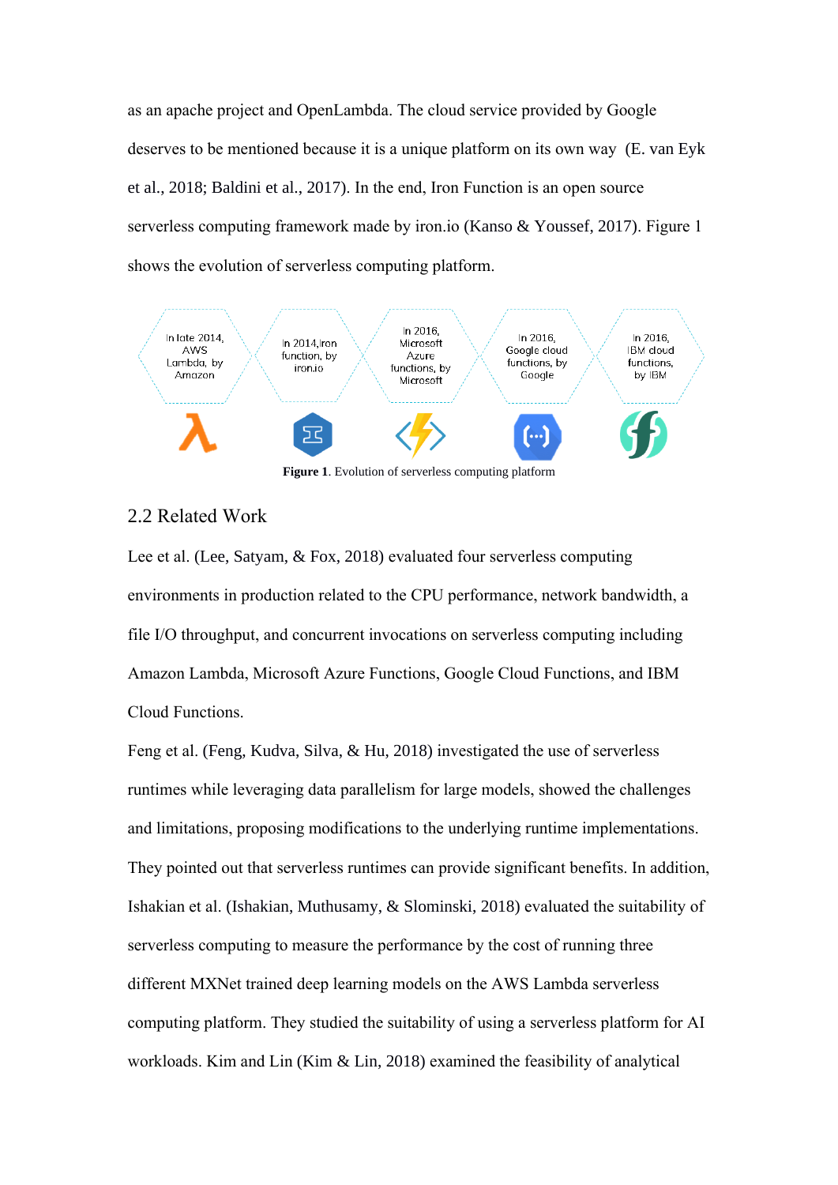as an apache project and OpenLambda. The cloud service provided by Google deserves to be mentioned because it is a unique platform on its own way (E. van Eyk et al., 2018; Baldini et al., 2017). In the end, Iron Function is an open source serverless computing framework made by iron.io (Kanso & Youssef, 2017). Figure 1 shows the evolution of serverless computing platform.

In late 2014, AWS Lambda, by Amazon | In 2014, Iron function, by iron.io | In 2016, Microsoft Azure functions, by Microsoft | In 2016, Google cloud functions, by Google | In 2016, IBM cloud functions, by IBM

**Figure 1**. Evolution of serverless computing platform

## 2.2 Related Work

Lee et al. (Lee, Satyam, & Fox, 2018) evaluated four serverless computing environments in production related to the CPU performance, network bandwidth, a file I/O throughput, and concurrent invocations on serverless computing including Amazon Lambda, Microsoft Azure Functions, Google Cloud Functions, and IBM Cloud Functions.

Feng et al. (Feng, Kudva, Silva, & Hu, 2018) investigated the use of serverless runtimes while leveraging data parallelism for large models, showed the challenges and limitations, proposing modifications to the underlying runtime implementations. They pointed out that serverless runtimes can provide significant benefits. In addition, Ishakian et al. (Ishakian, Muthusamy, & Slominski, 2018) evaluated the suitability of serverless computing to measure the performance by the cost of running three different MXNet trained deep learning models on the AWS Lambda serverless computing platform. They studied the suitability of using a serverless platform for AI workloads. Kim and Lin (Kim & Lin, 2018) examined the feasibility of analytical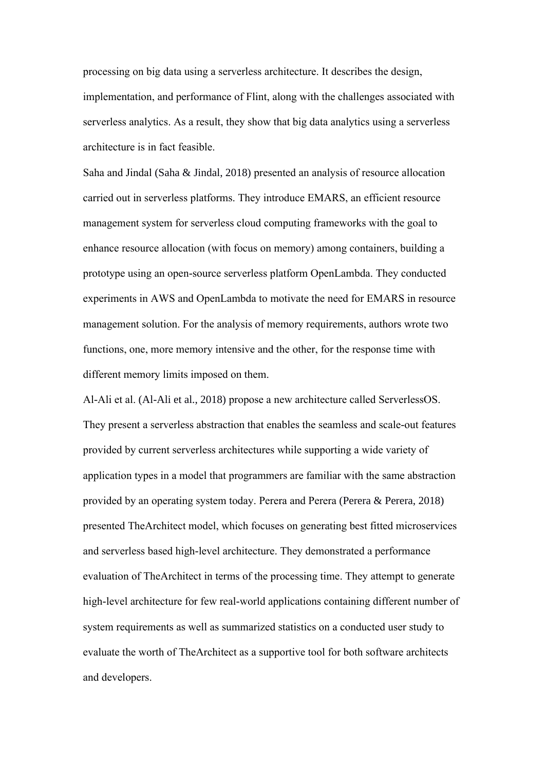processing on big data using a serverless architecture. It describes the design, implementation, and performance of Flint, along with the challenges associated with serverless analytics. As a result, they show that big data analytics using a serverless architecture is in fact feasible.

Saha and Jindal (Saha & Jindal, 2018) presented an analysis of resource allocation carried out in serverless platforms. They introduce EMARS, an efficient resource management system for serverless cloud computing frameworks with the goal to enhance resource allocation (with focus on memory) among containers, building a prototype using an open-source serverless platform OpenLambda. They conducted experiments in AWS and OpenLambda to motivate the need for EMARS in resource management solution. For the analysis of memory requirements, authors wrote two functions, one, more memory intensive and the other, for the response time with different memory limits imposed on them.

Al-Ali et al. (Al-Ali et al., 2018) propose a new architecture called ServerlessOS. They present a serverless abstraction that enables the seamless and scale-out features provided by current serverless architectures while supporting a wide variety of application types in a model that programmers are familiar with the same abstraction provided by an operating system today. Perera and Perera (Perera & Perera, 2018) presented TheArchitect model, which focuses on generating best fitted microservices and serverless based high-level architecture. They demonstrated a performance evaluation of TheArchitect in terms of the processing time. They attempt to generate high-level architecture for few real-world applications containing different number of system requirements as well as summarized statistics on a conducted user study to evaluate the worth of TheArchitect as a supportive tool for both software architects and developers.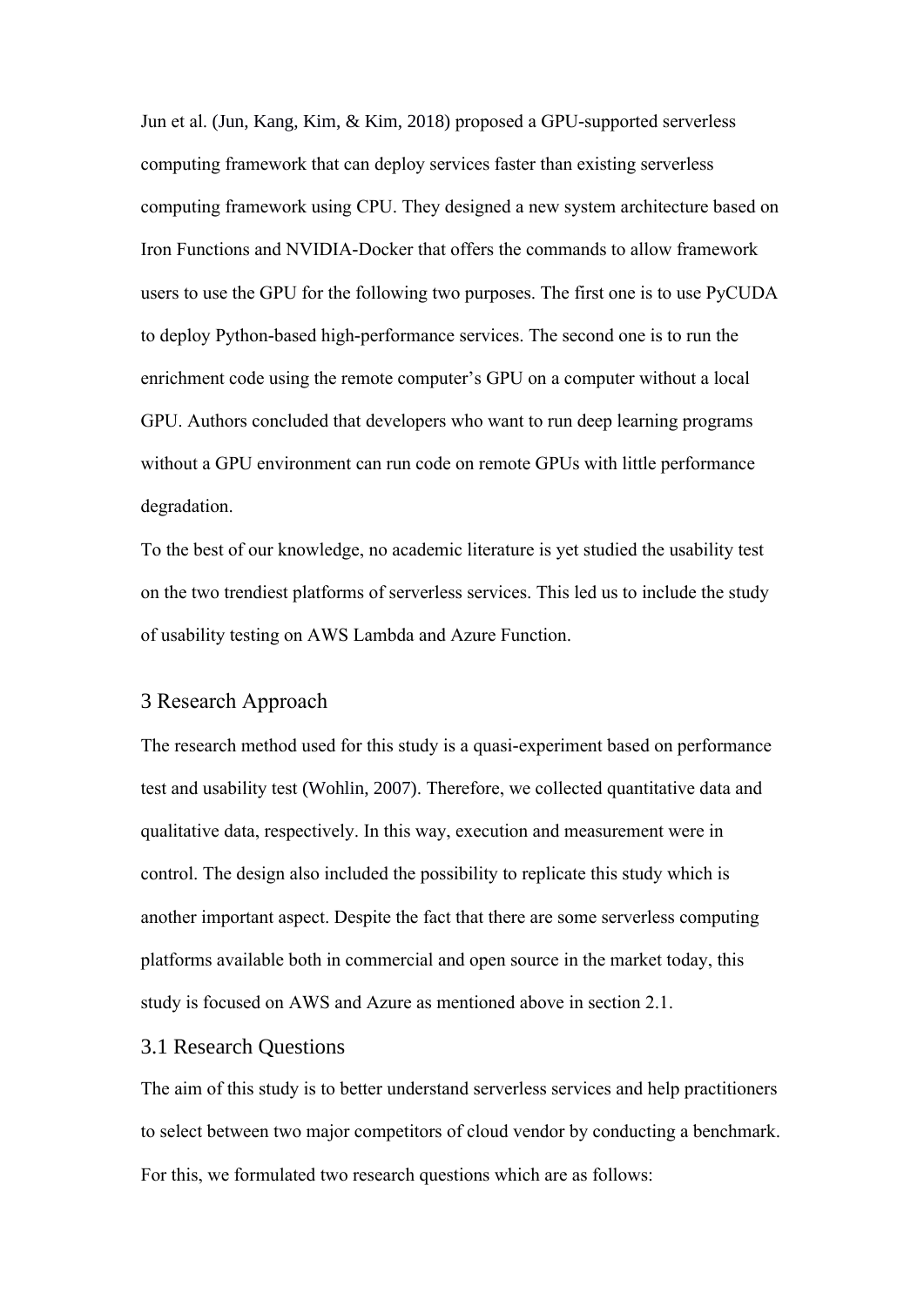Jun et al. (Jun, Kang, Kim, & Kim, 2018) proposed a GPU-supported serverless computing framework that can deploy services faster than existing serverless computing framework using CPU. They designed a new system architecture based on Iron Functions and NVIDIA-Docker that offers the commands to allow framework users to use the GPU for the following two purposes. The first one is to use PyCUDA to deploy Python-based high-performance services. The second one is to run the enrichment code using the remote computer's GPU on a computer without a local GPU. Authors concluded that developers who want to run deep learning programs without a GPU environment can run code on remote GPUs with little performance degradation.

To the best of our knowledge, no academic literature is yet studied the usability test on the two trendiest platforms of serverless services. This led us to include the study of usability testing on AWS Lambda and Azure Function.

## 3 Research Approach

The research method used for this study is a quasi-experiment based on performance test and usability test (Wohlin, 2007). Therefore, we collected quantitative data and qualitative data, respectively. In this way, execution and measurement were in control. The design also included the possibility to replicate this study which is another important aspect. Despite the fact that there are some serverless computing platforms available both in commercial and open source in the market today, this study is focused on AWS and Azure as mentioned above in section 2.1.

### 3.1 Research Questions

The aim of this study is to better understand serverless services and help practitioners to select between two major competitors of cloud vendor by conducting a benchmark. For this, we formulated two research questions which are as follows: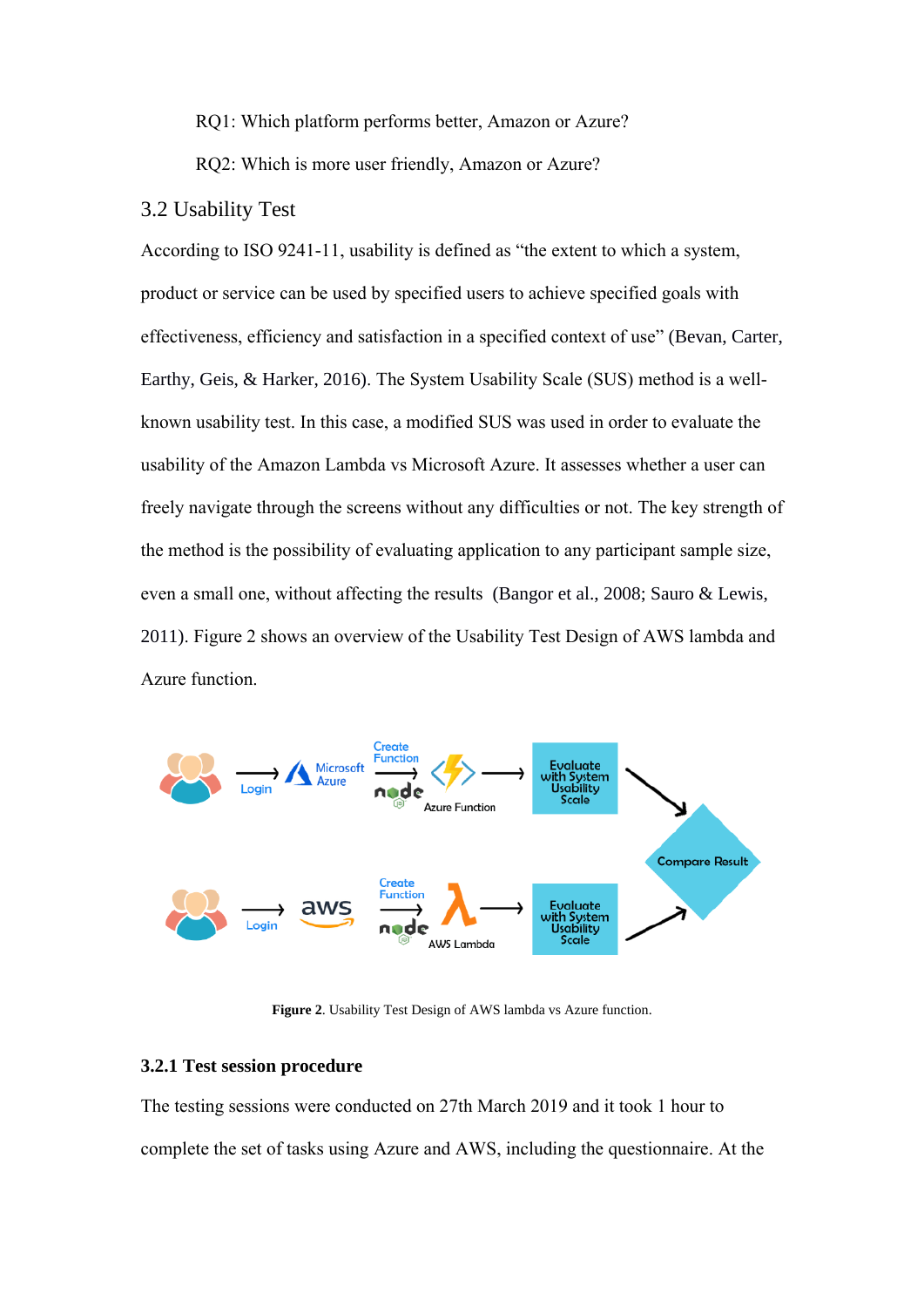RQ1: Which platform performs better, Amazon or Azure?

RQ2: Which is more user friendly, Amazon or Azure?

## 3.2 Usability Test

According to ISO 9241-11, usability is defined as "the extent to which a system, product or service can be used by specified users to achieve specified goals with effectiveness, efficiency and satisfaction in a specified context of use" (Bevan, Carter, Earthy, Geis, & Harker, 2016). The System Usability Scale (SUS) method is a well-known usability test. In this case, a modified SUS was used in order to evaluate the usability of the Amazon Lambda vs Microsoft Azure. It assesses whether a user can freely navigate through the screens without any difficulties or not. The key strength of the method is the possibility of evaluating application to any participant sample size, even a small one, without affecting the results (Bangor et al., 2008; Sauro & Lewis, 2011). Figure 2 shows an overview of the Usability Test Design of AWS lambda and Azure function.

**Figure 2**. Usability Test Design of AWS lambda vs Azure function.

### 3.2.1 Test session procedure

The testing sessions were conducted on 27th March 2019 and it took 1 hour to complete the set of tasks using Azure and AWS, including the questionnaire. At the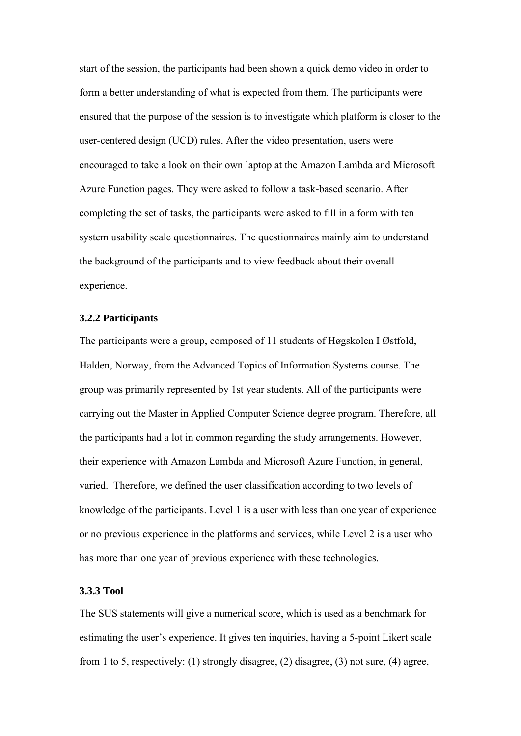start of the session, the participants had been shown a quick demo video in order to form a better understanding of what is expected from them. The participants were ensured that the purpose of the session is to investigate which platform is closer to the user-centered design (UCD) rules. After the video presentation, users were encouraged to take a look on their own laptop at the Amazon Lambda and Microsoft Azure Function pages. They were asked to follow a task-based scenario. After completing the set of tasks, the participants were asked to fill in a form with ten system usability scale questionnaires. The questionnaires mainly aim to understand the background of the participants and to view feedback about their overall experience.

### 3.2.2 Participants

The participants were a group, composed of 11 students of Høgskolen I Østfold, Halden, Norway, from the Advanced Topics of Information Systems course. The group was primarily represented by 1st year students. All of the participants were carrying out the Master in Applied Computer Science degree program. Therefore, all the participants had a lot in common regarding the study arrangements. However, their experience with Amazon Lambda and Microsoft Azure Function, in general, varied. Therefore, we defined the user classification according to two levels of knowledge of the participants. Level 1 is a user with less than one year of experience or no previous experience in the platforms and services, while Level 2 is a user who has more than one year of previous experience with these technologies.

### 3.3.3 Tool

The SUS statements will give a numerical score, which is used as a benchmark for estimating the user's experience. It gives ten inquiries, having a 5-point Likert scale from 1 to 5, respectively: (1) strongly disagree, (2) disagree, (3) not sure, (4) agree,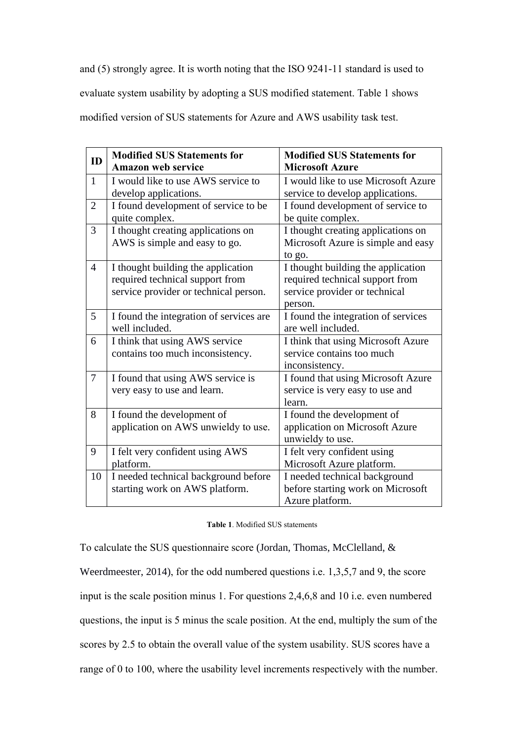and (5) strongly agree. It is worth noting that the ISO 9241-11 standard is used to evaluate system usability by adopting a SUS modified statement. Table 1 shows modified version of SUS statements for Azure and AWS usability task test.

| ID | Modified SUS Statements for Amazon web service | Modified SUS Statements for Microsoft Azure |
|---|---|---|
| 1 | I would like to use AWS service to develop applications. | I would like to use Microsoft Azure service to develop applications. |
| 2 | I found development of service to be quite complex. | I found development of service to be quite complex. |
| 3 | I thought creating applications on AWS is simple and easy to go. | I thought creating applications on Microsoft Azure is simple and easy to go. |
| 4 | I thought building the application required technical support from service provider or technical person. | I thought building the application required technical support from service provider or technical person. |
| 5 | I found the integration of services are well included. | I found the integration of services are well included. |
| 6 | I think that using AWS service contains too much inconsistency. | I think that using Microsoft Azure service contains too much inconsistency. |
| 7 | I found that using AWS service is very easy to use and learn. | I found that using Microsoft Azure service is very easy to use and learn. |
| 8 | I found the development of application on AWS unwieldy to use. | I found the development of application on Microsoft Azure unwieldy to use. |
| 9 | I felt very confident using AWS platform. | I felt very confident using Microsoft Azure platform. |
| 10 | I needed technical background before starting work on AWS platform. | I needed technical background before starting work on Microsoft Azure platform. |

**Table 1**. Modified SUS statements

To calculate the SUS questionnaire score (Jordan, Thomas, McClelland, & Weerdmeester, 2014), for the odd numbered questions i.e. 1,3,5,7 and 9, the score input is the scale position minus 1. For questions 2,4,6,8 and 10 i.e. even numbered questions, the input is 5 minus the scale position. At the end, multiply the sum of the scores by 2.5 to obtain the overall value of the system usability. SUS scores have a range of 0 to 100, where the usability level increments respectively with the number.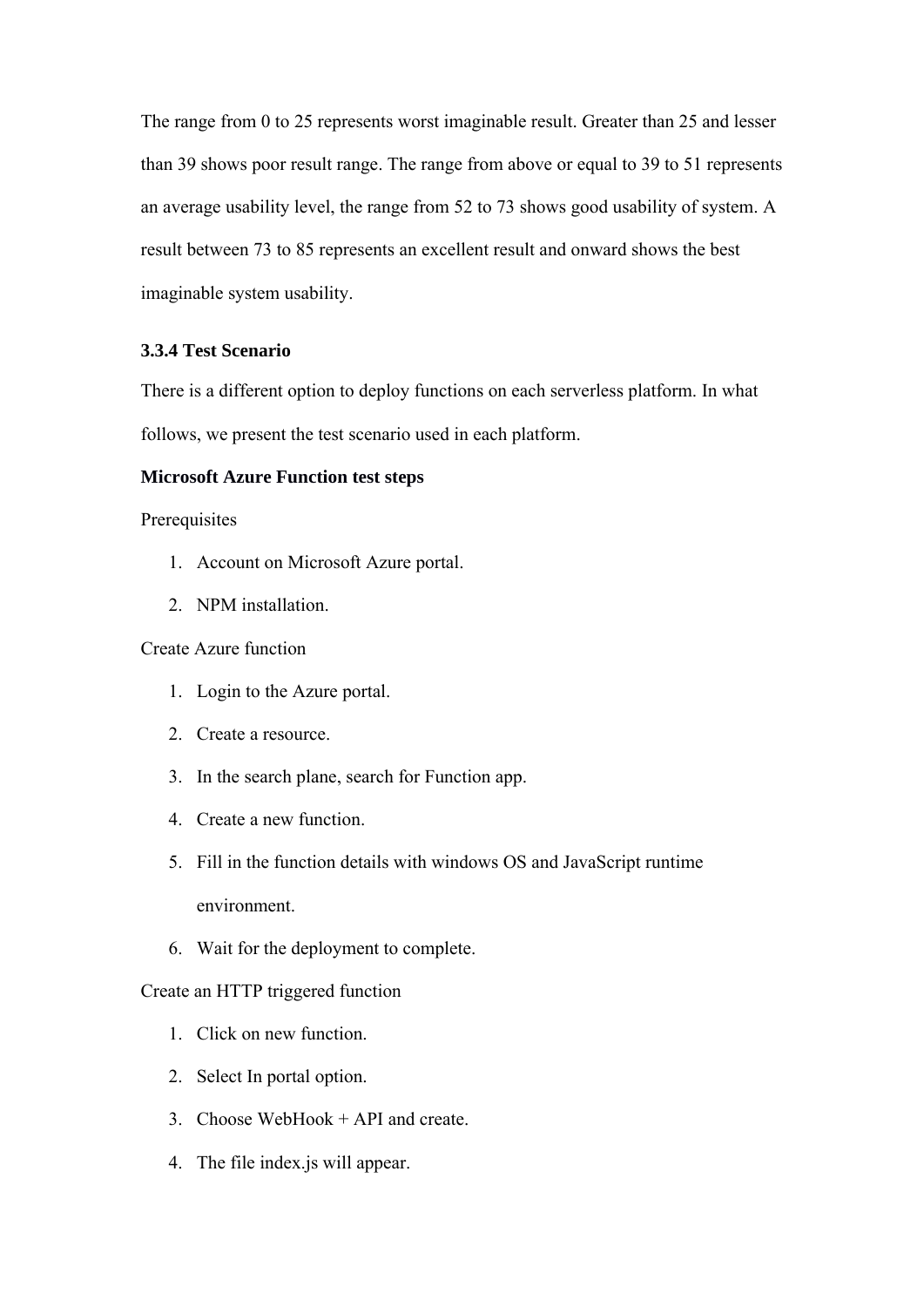The range from 0 to 25 represents worst imaginable result. Greater than 25 and lesser than 39 shows poor result range. The range from above or equal to 39 to 51 represents an average usability level, the range from 52 to 73 shows good usability of system. A result between 73 to 85 represents an excellent result and onward shows the best imaginable system usability.

### 3.3.4 Test Scenario

There is a different option to deploy functions on each serverless platform. In what follows, we present the test scenario used in each platform.

**Microsoft Azure Function test steps**

Prerequisites

1. Account on Microsoft Azure portal.
2. NPM installation.

Create Azure function

1. Login to the Azure portal.
2. Create a resource.
3. In the search plane, search for Function app.
4. Create a new function.
5. Fill in the function details with windows OS and JavaScript runtime environment.
6. Wait for the deployment to complete.

Create an HTTP triggered function

1. Click on new function.
2. Select In portal option.
3. Choose WebHook + API and create.
4. The file index.js will appear.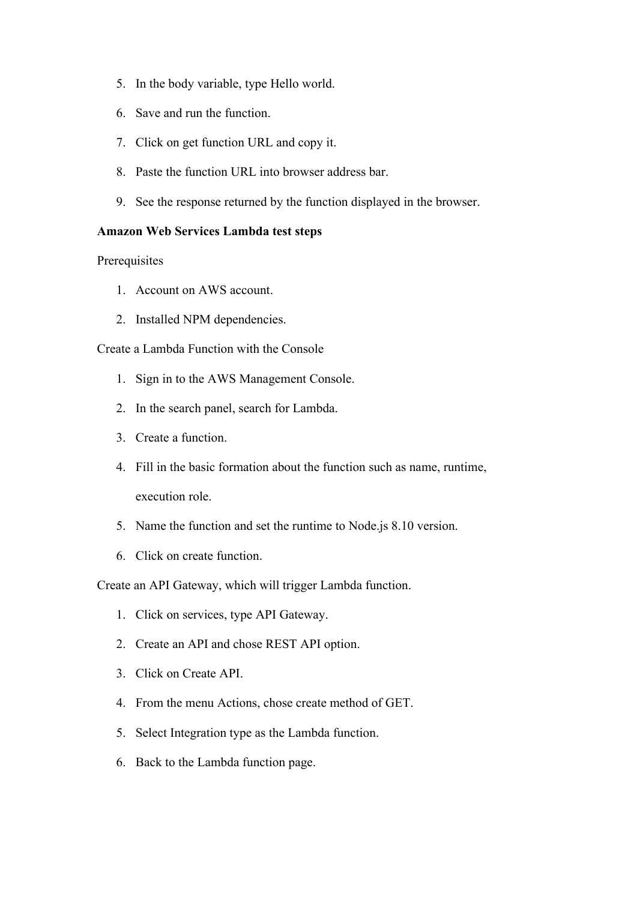5. In the body variable, type Hello world.
6. Save and run the function.
7. Click on get function URL and copy it.
8. Paste the function URL into browser address bar.
9. See the response returned by the function displayed in the browser.

**Amazon Web Services Lambda test steps**

Prerequisites

1. Account on AWS account.
2. Installed NPM dependencies.

Create a Lambda Function with the Console

1. Sign in to the AWS Management Console.
2. In the search panel, search for Lambda.
3. Create a function.
4. Fill in the basic formation about the function such as name, runtime, execution role.
5. Name the function and set the runtime to Node.js 8.10 version.
6. Click on create function.

Create an API Gateway, which will trigger Lambda function.

1. Click on services, type API Gateway.
2. Create an API and chose REST API option.
3. Click on Create API.
4. From the menu Actions, chose create method of GET.
5. Select Integration type as the Lambda function.
6. Back to the Lambda function page.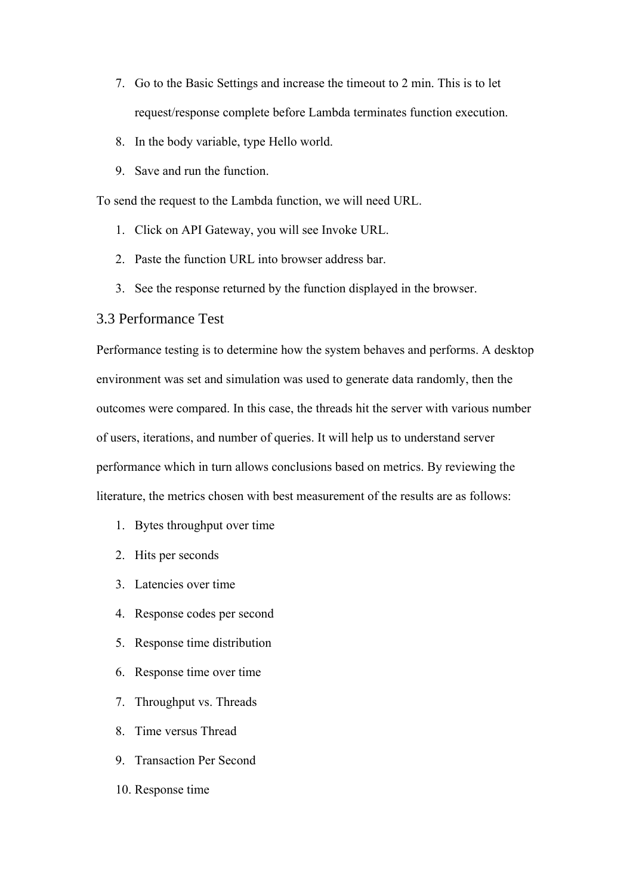7. Go to the Basic Settings and increase the timeout to 2 min. This is to let request/response complete before Lambda terminates function execution.
8. In the body variable, type Hello world.
9. Save and run the function.

To send the request to the Lambda function, we will need URL.

1. Click on API Gateway, you will see Invoke URL.
2. Paste the function URL into browser address bar.
3. See the response returned by the function displayed in the browser.

## 3.3 Performance Test

Performance testing is to determine how the system behaves and performs. A desktop environment was set and simulation was used to generate data randomly, then the outcomes were compared. In this case, the threads hit the server with various number of users, iterations, and number of queries. It will help us to understand server performance which in turn allows conclusions based on metrics. By reviewing the literature, the metrics chosen with best measurement of the results are as follows:

1. Bytes throughput over time
2. Hits per seconds
3. Latencies over time
4. Response codes per second
5. Response time distribution
6. Response time over time
7. Throughput vs. Threads
8. Time versus Thread
9. Transaction Per Second
10. Response time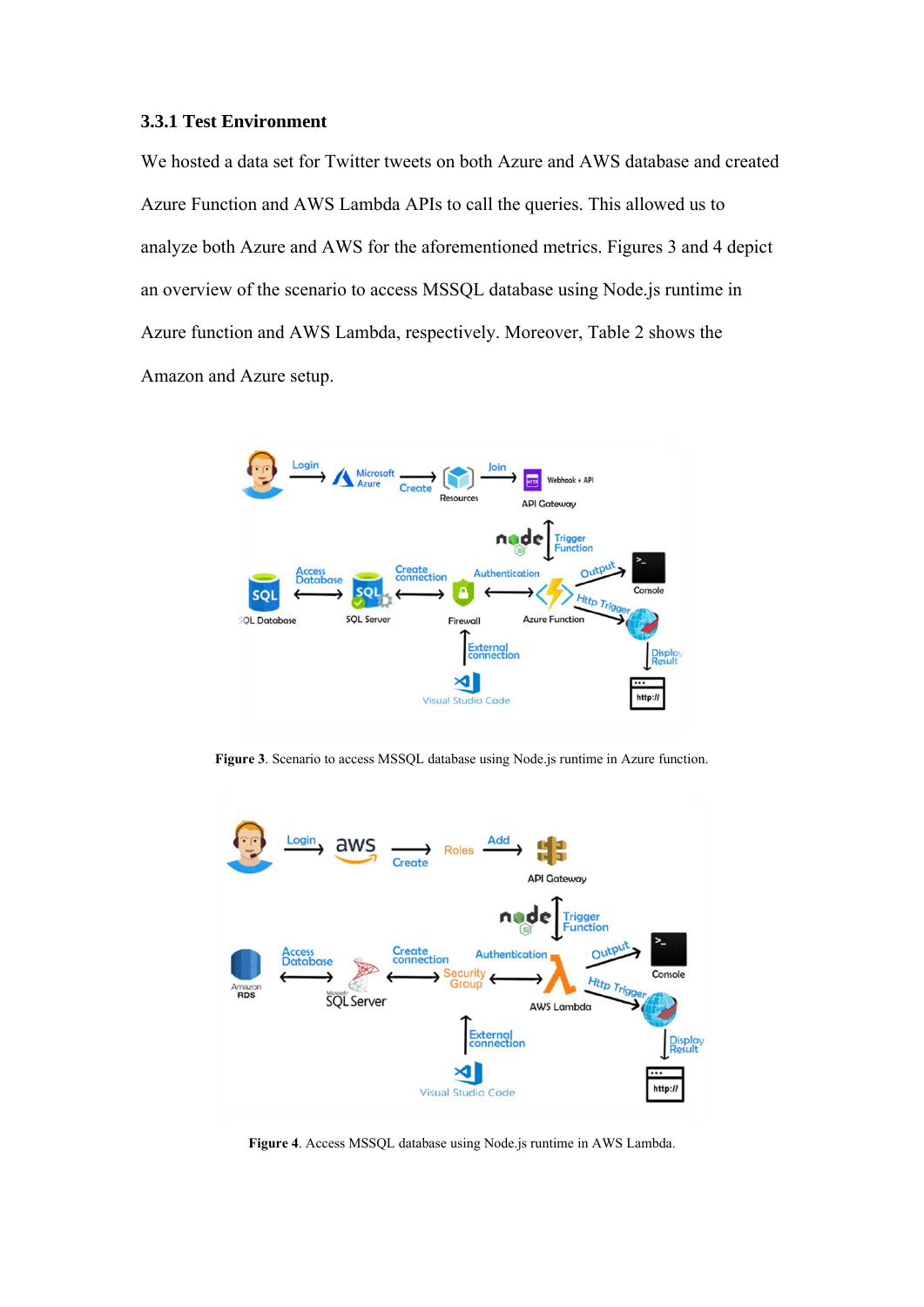### 3.3.1 Test Environment

We hosted a data set for Twitter tweets on both Azure and AWS database and created Azure Function and AWS Lambda APIs to call the queries. This allowed us to analyze both Azure and AWS for the aforementioned metrics. Figures 3 and 4 depict an overview of the scenario to access MSSQL database using Node.js runtime in Azure function and AWS Lambda, respectively. Moreover, Table 2 shows the Amazon and Azure setup.

**Figure 3**. Scenario to access MSSQL database using Node.js runtime in Azure function.

**Figure 4**. Access MSSQL database using Node.js runtime in AWS Lambda.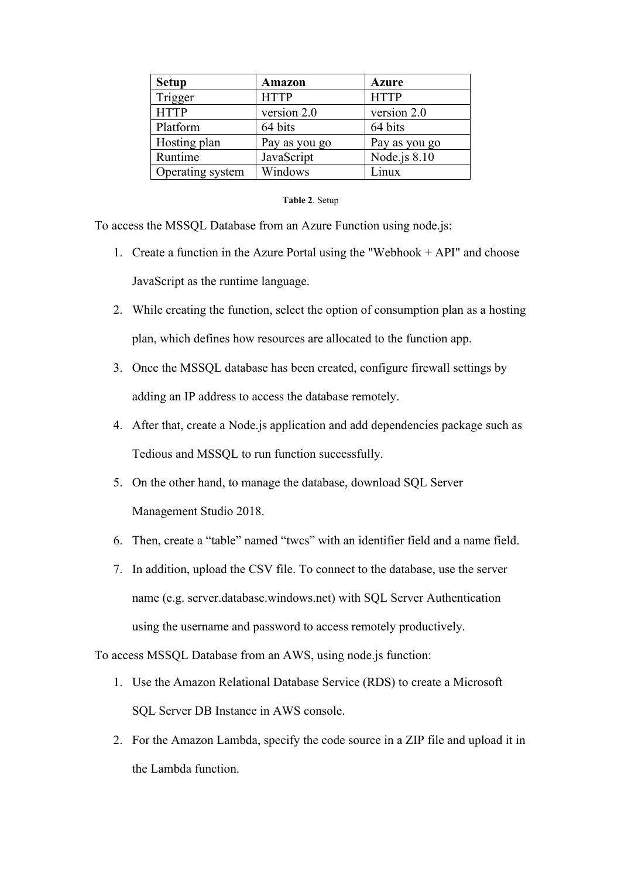| Setup | Amazon | Azure |
| --- | --- | --- |
| Trigger | HTTP | HTTP |
| HTTP | version 2.0 | version 2.0 |
| Platform | 64 bits | 64 bits |
| Hosting plan | Pay as you go | Pay as you go |
| Runtime | JavaScript | Node.js 8.10 |
| Operating system | Windows | Linux |

**Table 2**. Setup

To access the MSSQL Database from an Azure Function using node.js:

1. Create a function in the Azure Portal using the "Webhook + API" and choose JavaScript as the runtime language.
2. While creating the function, select the option of consumption plan as a hosting plan, which defines how resources are allocated to the function app.
3. Once the MSSQL database has been created, configure firewall settings by adding an IP address to access the database remotely.
4. After that, create a Node.js application and add dependencies package such as Tedious and MSSQL to run function successfully.
5. On the other hand, to manage the database, download SQL Server Management Studio 2018.
6. Then, create a “table” named “twcs” with an identifier field and a name field.
7. In addition, upload the CSV file. To connect to the database, use the server name (e.g. server.database.windows.net) with SQL Server Authentication using the username and password to access remotely productively.

To access MSSQL Database from an AWS, using node.js function:

1. Use the Amazon Relational Database Service (RDS) to create a Microsoft SQL Server DB Instance in AWS console.
2. For the Amazon Lambda, specify the code source in a ZIP file and upload it in the Lambda function.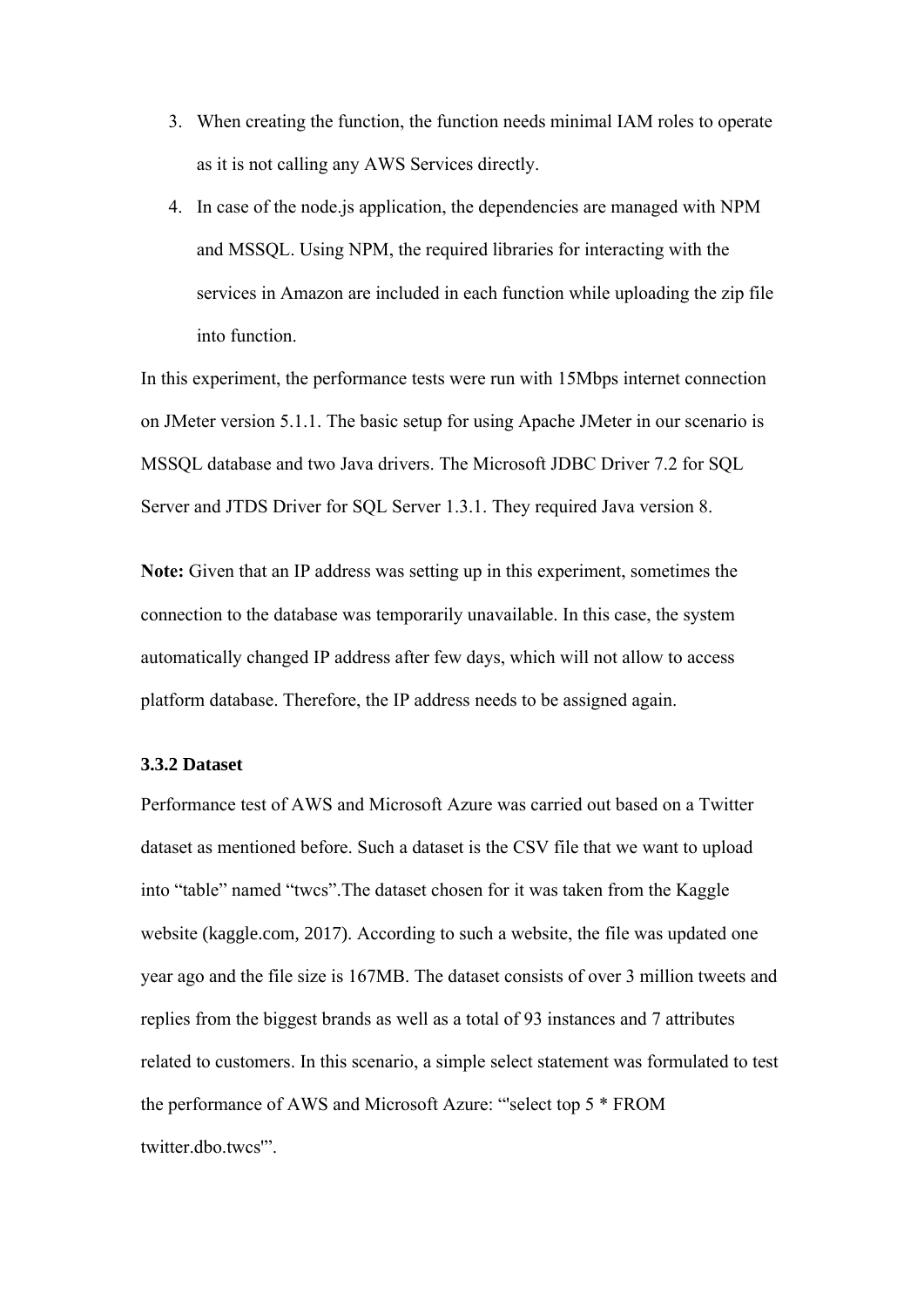3. When creating the function, the function needs minimal IAM roles to operate as it is not calling any AWS Services directly.
4. In case of the node.js application, the dependencies are managed with NPM and MSSQL. Using NPM, the required libraries for interacting with the services in Amazon are included in each function while uploading the zip file into function.

In this experiment, the performance tests were run with 15Mbps internet connection on JMeter version 5.1.1. The basic setup for using Apache JMeter in our scenario is MSSQL database and two Java drivers. The Microsoft JDBC Driver 7.2 for SQL Server and JTDS Driver for SQL Server 1.3.1. They required Java version 8.

**Note:** Given that an IP address was setting up in this experiment, sometimes the connection to the database was temporarily unavailable. In this case, the system automatically changed IP address after few days, which will not allow to access platform database. Therefore, the IP address needs to be assigned again.

### 3.3.2 Dataset

Performance test of AWS and Microsoft Azure was carried out based on a Twitter dataset as mentioned before. Such a dataset is the CSV file that we want to upload into "table" named "twcs".The dataset chosen for it was taken from the Kaggle website (kaggle.com, 2017). According to such a website, the file was updated one year ago and the file size is 167MB. The dataset consists of over 3 million tweets and replies from the biggest brands as well as a total of 93 instances and 7 attributes related to customers. In this scenario, a simple select statement was formulated to test the performance of AWS and Microsoft Azure: "'select top 5 * FROM twitter.dbo.twcs'".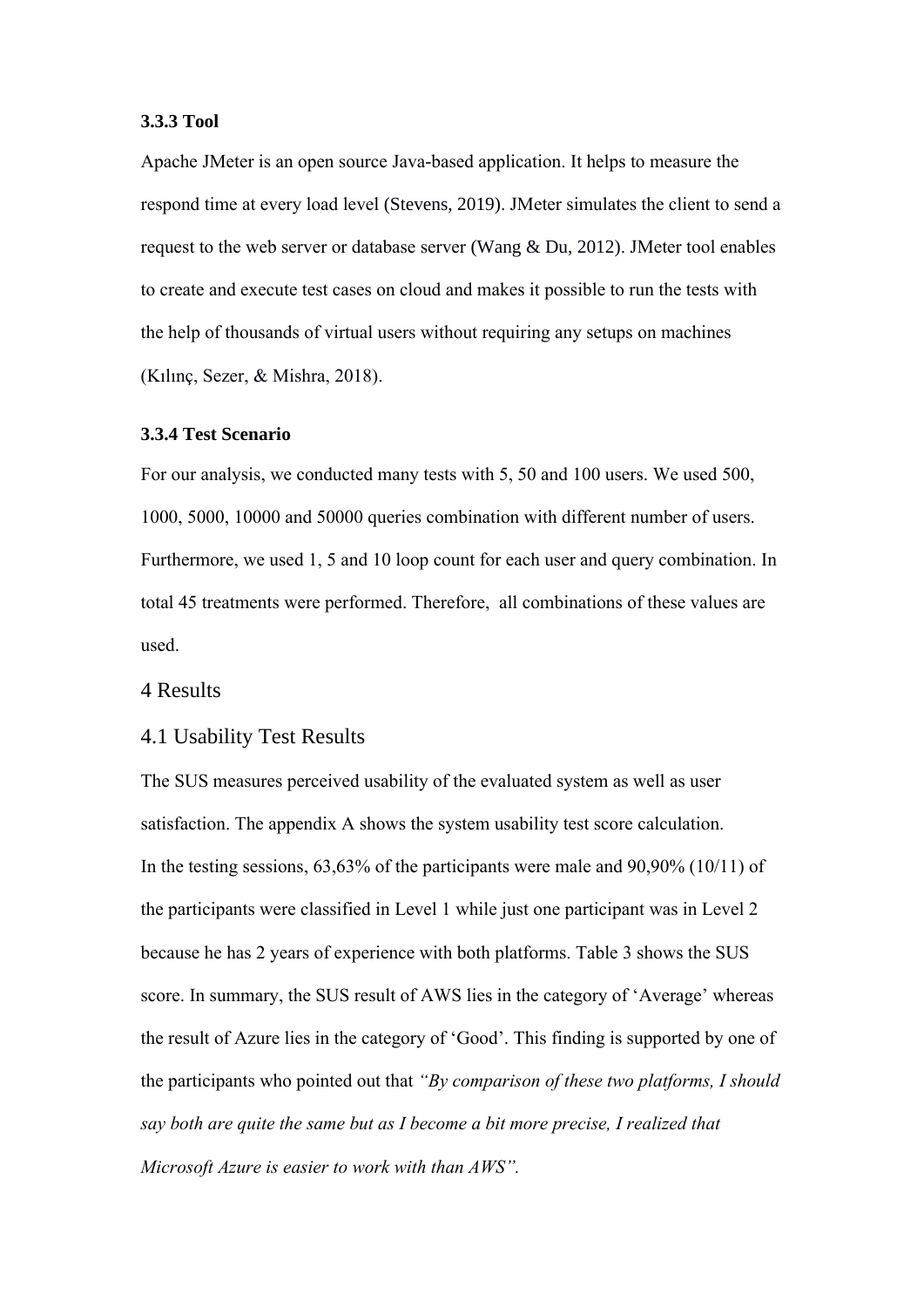### 3.3.3 Tool

Apache JMeter is an open source Java-based application. It helps to measure the respond time at every load level (Stevens, 2019). JMeter simulates the client to send a request to the web server or database server (Wang & Du, 2012). JMeter tool enables to create and execute test cases on cloud and makes it possible to run the tests with the help of thousands of virtual users without requiring any setups on machines (Kılınç, Sezer, & Mishra, 2018).

### 3.3.4 Test Scenario

For our analysis, we conducted many tests with 5, 50 and 100 users. We used 500, 1000, 5000, 10000 and 50000 queries combination with different number of users. Furthermore, we used 1, 5 and 10 loop count for each user and query combination. In total 45 treatments were performed. Therefore, all combinations of these values are used.

# 4 Results

## 4.1 Usability Test Results

The SUS measures perceived usability of the evaluated system as well as user satisfaction. The appendix A shows the system usability test score calculation.
In the testing sessions, 63,63% of the participants were male and 90,90% (10/11) of the participants were classified in Level 1 while just one participant was in Level 2 because he has 2 years of experience with both platforms. Table 3 shows the SUS score. In summary, the SUS result of AWS lies in the category of 'Average' whereas the result of Azure lies in the category of 'Good'. This finding is supported by one of the participants who pointed out that *"By comparison of these two platforms, I should say both are quite the same but as I become a bit more precise, I realized that Microsoft Azure is easier to work with than AWS".*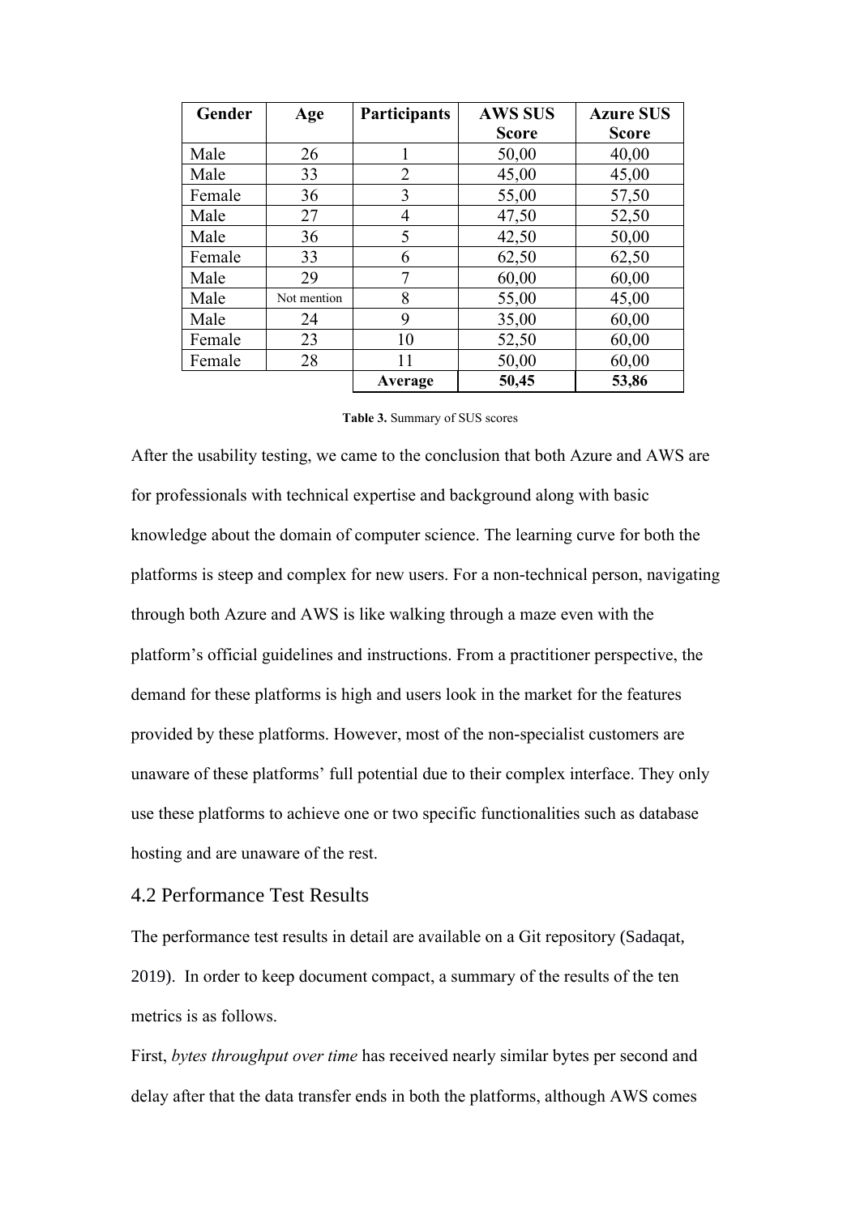| Gender | Age | Participants | AWS SUS Score | Azure SUS Score |
|---|---|---|---|---|
| Male | 26 | 1 | 50,00 | 40,00 |
| Male | 33 | 2 | 45,00 | 45,00 |
| Female | 36 | 3 | 55,00 | 57,50 |
| Male | 27 | 4 | 47,50 | 52,50 |
| Male | 36 | 5 | 42,50 | 50,00 |
| Female | 33 | 6 | 62,50 | 62,50 |
| Male | 29 | 7 | 60,00 | 60,00 |
| Male | Not mention | 8 | 55,00 | 45,00 |
| Male | 24 | 9 | 35,00 | 60,00 |
| Female | 23 | 10 | 52,50 | 60,00 |
| Female | 28 | 11 | 50,00 | 60,00 |
| | | **Average** | **50,45** | **53,86** |

**Table 3.** Summary of SUS scores

After the usability testing, we came to the conclusion that both Azure and AWS are for professionals with technical expertise and background along with basic knowledge about the domain of computer science. The learning curve for both the platforms is steep and complex for new users. For a non-technical person, navigating through both Azure and AWS is like walking through a maze even with the platform's official guidelines and instructions. From a practitioner perspective, the demand for these platforms is high and users look in the market for the features provided by these platforms. However, most of the non-specialist customers are unaware of these platforms' full potential due to their complex interface. They only use these platforms to achieve one or two specific functionalities such as database hosting and are unaware of the rest.

## 4.2 Performance Test Results

The performance test results in detail are available on a Git repository (Sadaqat, 2019). In order to keep document compact, a summary of the results of the ten metrics is as follows.

First, *bytes throughput over time* has received nearly similar bytes per second and delay after that the data transfer ends in both the platforms, although AWS comes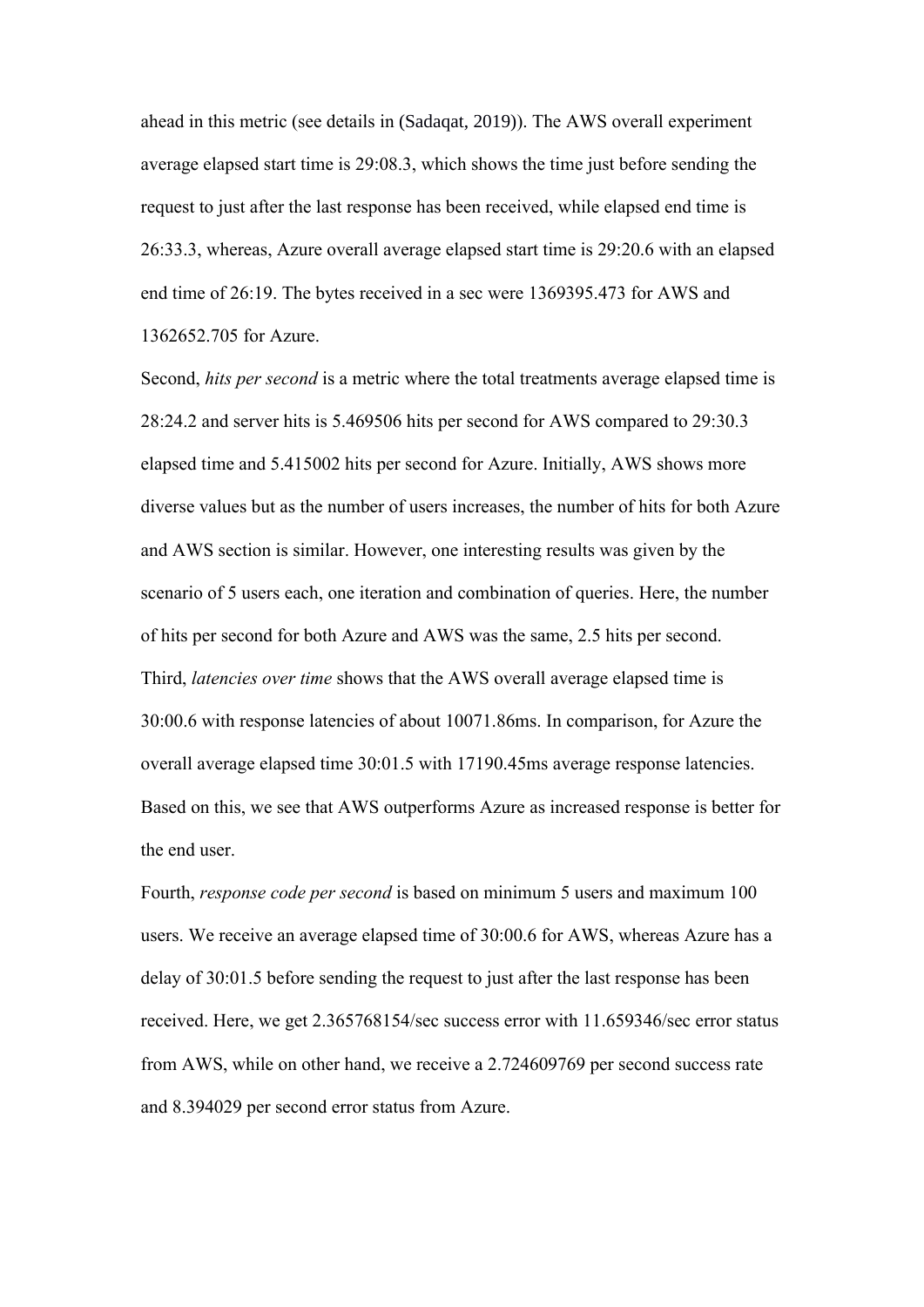ahead in this metric (see details in (Sadaqat, 2019)). The AWS overall experiment average elapsed start time is 29:08.3, which shows the time just before sending the request to just after the last response has been received, while elapsed end time is 26:33.3, whereas, Azure overall average elapsed start time is 29:20.6 with an elapsed end time of 26:19. The bytes received in a sec were 1369395.473 for AWS and 1362652.705 for Azure.

Second, *hits per second* is a metric where the total treatments average elapsed time is 28:24.2 and server hits is 5.469506 hits per second for AWS compared to 29:30.3 elapsed time and 5.415002 hits per second for Azure. Initially, AWS shows more diverse values but as the number of users increases, the number of hits for both Azure and AWS section is similar. However, one interesting results was given by the scenario of 5 users each, one iteration and combination of queries. Here, the number of hits per second for both Azure and AWS was the same, 2.5 hits per second.

Third, *latencies over time* shows that the AWS overall average elapsed time is 30:00.6 with response latencies of about 10071.86ms. In comparison, for Azure the overall average elapsed time 30:01.5 with 17190.45ms average response latencies. Based on this, we see that AWS outperforms Azure as increased response is better for the end user.

Fourth, *response code per second* is based on minimum 5 users and maximum 100 users. We receive an average elapsed time of 30:00.6 for AWS, whereas Azure has a delay of 30:01.5 before sending the request to just after the last response has been received. Here, we get 2.365768154/sec success error with 11.659346/sec error status from AWS, while on other hand, we receive a 2.724609769 per second success rate and 8.394029 per second error status from Azure.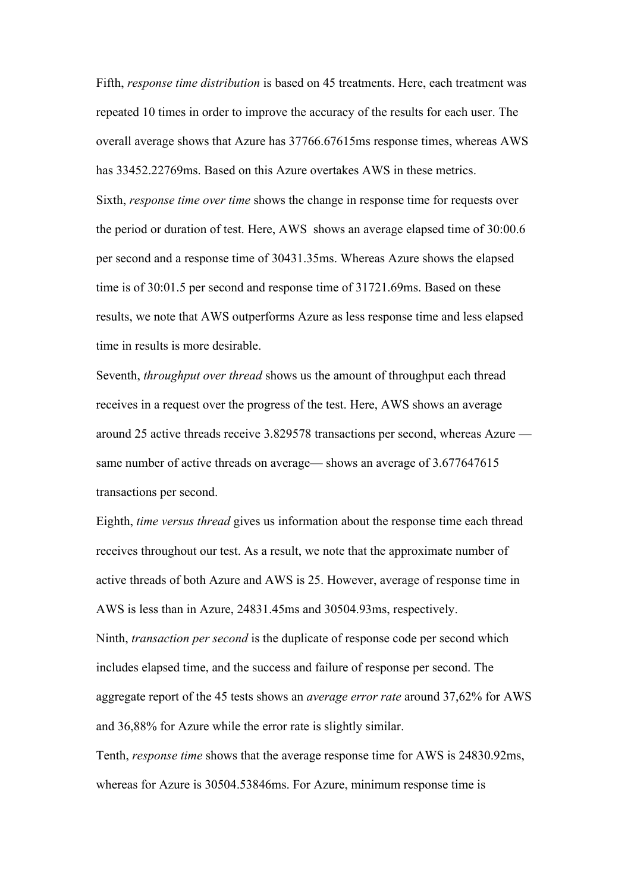Fifth, *response time distribution* is based on 45 treatments. Here, each treatment was repeated 10 times in order to improve the accuracy of the results for each user. The overall average shows that Azure has 37766.67615ms response times, whereas AWS has 33452.22769ms. Based on this Azure overtakes AWS in these metrics.

Sixth, *response time over time* shows the change in response time for requests over the period or duration of test. Here, AWS shows an average elapsed time of 30:00.6 per second and a response time of 30431.35ms. Whereas Azure shows the elapsed time is of 30:01.5 per second and response time of 31721.69ms. Based on these results, we note that AWS outperforms Azure as less response time and less elapsed time in results is more desirable.

Seventh, *throughput over thread* shows us the amount of throughput each thread receives in a request over the progress of the test. Here, AWS shows an average around 25 active threads receive 3.829578 transactions per second, whereas Azure — same number of active threads on average— shows an average of 3.677647615 transactions per second.

Eighth, *time versus thread* gives us information about the response time each thread receives throughout our test. As a result, we note that the approximate number of active threads of both Azure and AWS is 25. However, average of response time in AWS is less than in Azure, 24831.45ms and 30504.93ms, respectively.

Ninth, *transaction per second* is the duplicate of response code per second which includes elapsed time, and the success and failure of response per second. The aggregate report of the 45 tests shows an *average error rate* around 37,62% for AWS and 36,88% for Azure while the error rate is slightly similar.

Tenth, *response time* shows that the average response time for AWS is 24830.92ms, whereas for Azure is 30504.53846ms. For Azure, minimum response time is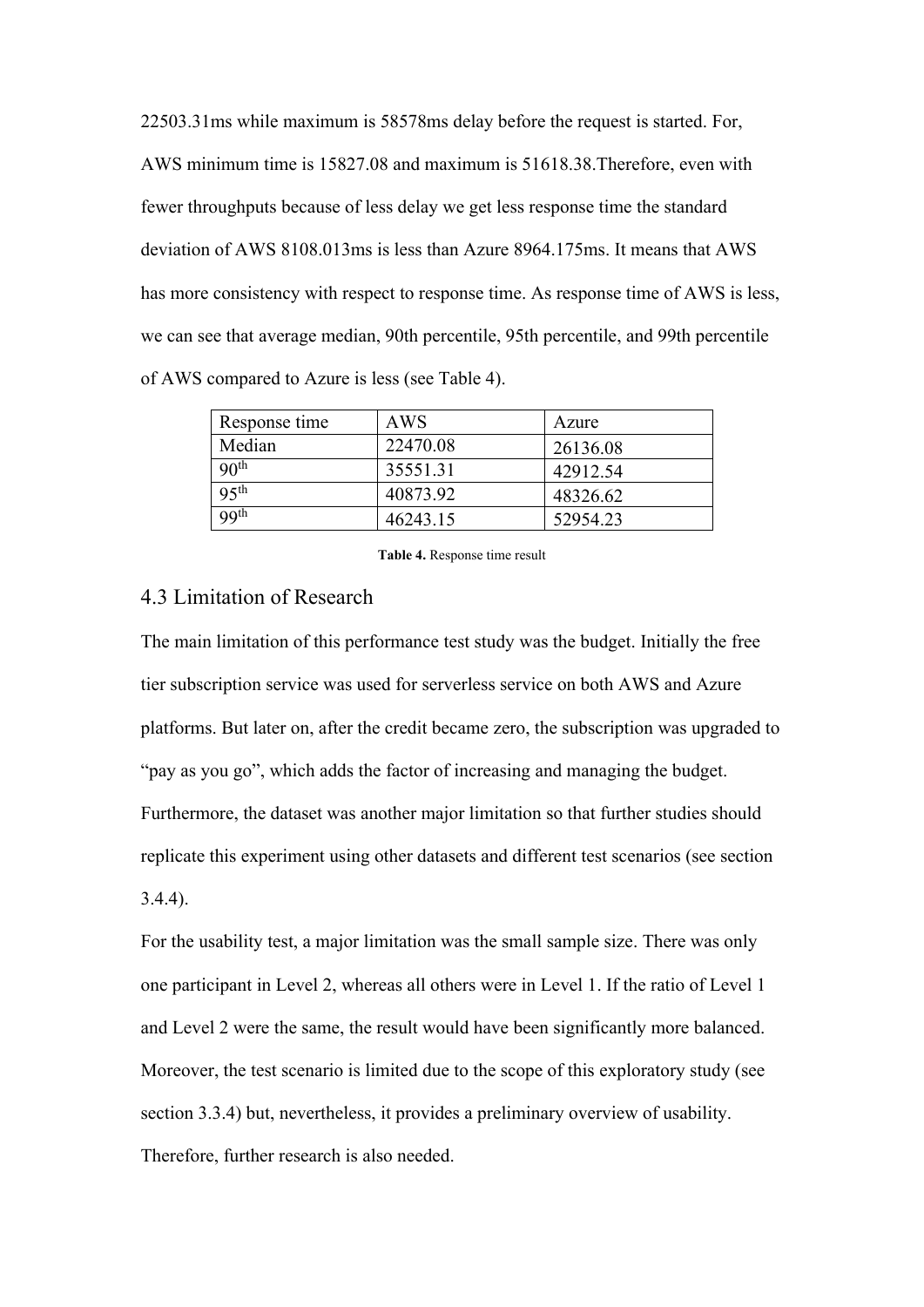22503.31ms while maximum is 58578ms delay before the request is started. For, AWS minimum time is 15827.08 and maximum is 51618.38.Therefore, even with fewer throughputs because of less delay we get less response time the standard deviation of AWS 8108.013ms is less than Azure 8964.175ms. It means that AWS has more consistency with respect to response time. As response time of AWS is less, we can see that average median, 90th percentile, 95th percentile, and 99th percentile of AWS compared to Azure is less (see Table 4).

| Response time | AWS | Azure |
|---|---|---|
| Median | 22470.08 | 26136.08 |
| 90th | 35551.31 | 42912.54 |
| 95th | 40873.92 | 48326.62 |
| 99th | 46243.15 | 52954.23 |

**Table 4.** Response time result

## 4.3 Limitation of Research

The main limitation of this performance test study was the budget. Initially the free tier subscription service was used for serverless service on both AWS and Azure platforms. But later on, after the credit became zero, the subscription was upgraded to "pay as you go", which adds the factor of increasing and managing the budget. Furthermore, the dataset was another major limitation so that further studies should replicate this experiment using other datasets and different test scenarios (see section 3.4.4).

For the usability test, a major limitation was the small sample size. There was only one participant in Level 2, whereas all others were in Level 1. If the ratio of Level 1 and Level 2 were the same, the result would have been significantly more balanced. Moreover, the test scenario is limited due to the scope of this exploratory study (see section 3.3.4) but, nevertheless, it provides a preliminary overview of usability. Therefore, further research is also needed.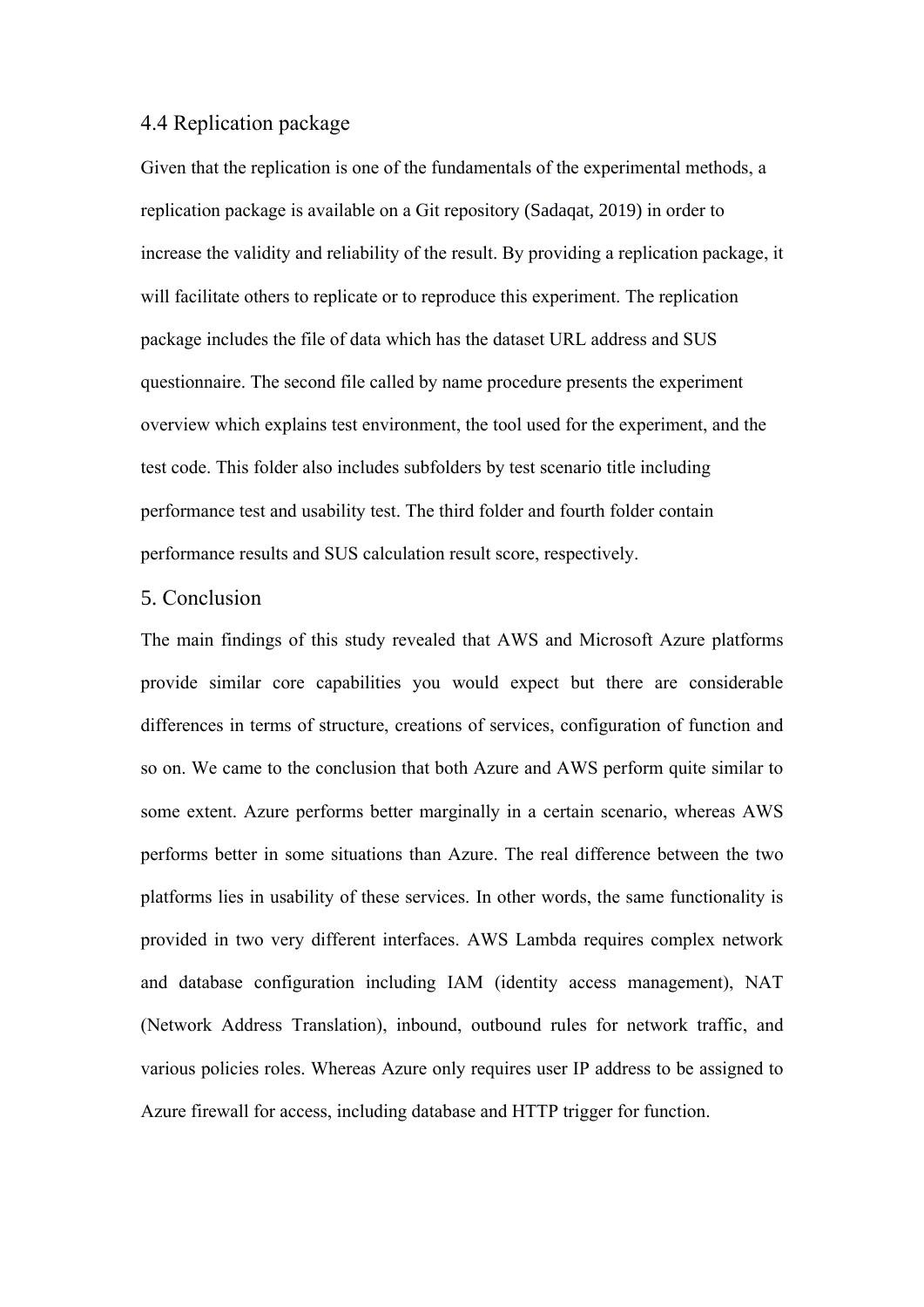### 4.4 Replication package

Given that the replication is one of the fundamentals of the experimental methods, a replication package is available on a Git repository (Sadaqat, 2019) in order to increase the validity and reliability of the result. By providing a replication package, it will facilitate others to replicate or to reproduce this experiment. The replication package includes the file of data which has the dataset URL address and SUS questionnaire. The second file called by name procedure presents the experiment overview which explains test environment, the tool used for the experiment, and the test code. This folder also includes subfolders by test scenario title including performance test and usability test. The third folder and fourth folder contain performance results and SUS calculation result score, respectively.

## 5. Conclusion

The main findings of this study revealed that AWS and Microsoft Azure platforms provide similar core capabilities you would expect but there are considerable differences in terms of structure, creations of services, configuration of function and so on. We came to the conclusion that both Azure and AWS perform quite similar to some extent. Azure performs better marginally in a certain scenario, whereas AWS performs better in some situations than Azure. The real difference between the two platforms lies in usability of these services. In other words, the same functionality is provided in two very different interfaces. AWS Lambda requires complex network and database configuration including IAM (identity access management), NAT (Network Address Translation), inbound, outbound rules for network traffic, and various policies roles. Whereas Azure only requires user IP address to be assigned to Azure firewall for access, including database and HTTP trigger for function.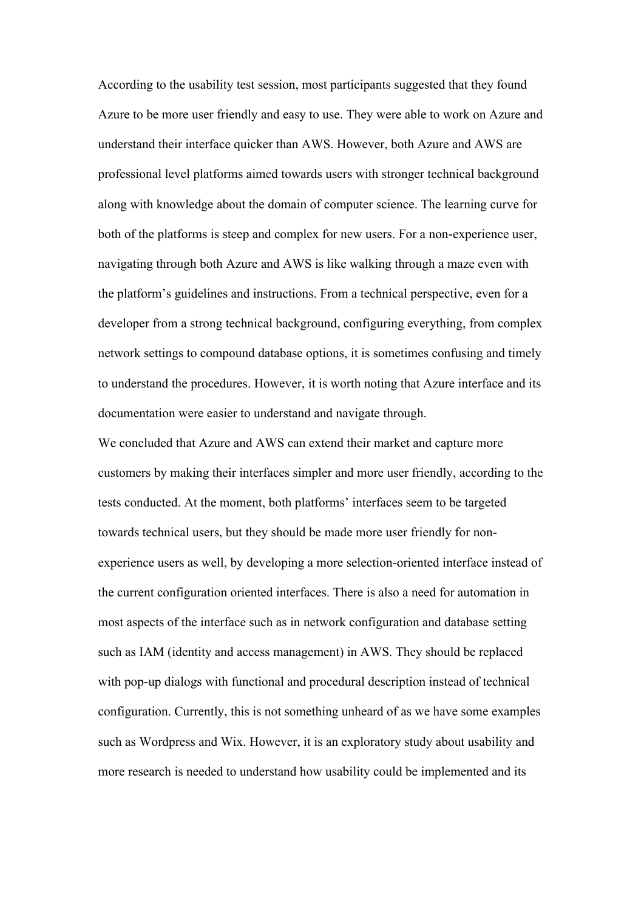According to the usability test session, most participants suggested that they found Azure to be more user friendly and easy to use. They were able to work on Azure and understand their interface quicker than AWS. However, both Azure and AWS are professional level platforms aimed towards users with stronger technical background along with knowledge about the domain of computer science. The learning curve for both of the platforms is steep and complex for new users. For a non-experience user, navigating through both Azure and AWS is like walking through a maze even with the platform's guidelines and instructions. From a technical perspective, even for a developer from a strong technical background, configuring everything, from complex network settings to compound database options, it is sometimes confusing and timely to understand the procedures. However, it is worth noting that Azure interface and its documentation were easier to understand and navigate through.

We concluded that Azure and AWS can extend their market and capture more customers by making their interfaces simpler and more user friendly, according to the tests conducted. At the moment, both platforms' interfaces seem to be targeted towards technical users, but they should be made more user friendly for non-experience users as well, by developing a more selection-oriented interface instead of the current configuration oriented interfaces. There is also a need for automation in most aspects of the interface such as in network configuration and database setting such as IAM (identity and access management) in AWS. They should be replaced with pop-up dialogs with functional and procedural description instead of technical configuration. Currently, this is not something unheard of as we have some examples such as Wordpress and Wix. However, it is an exploratory study about usability and more research is needed to understand how usability could be implemented and its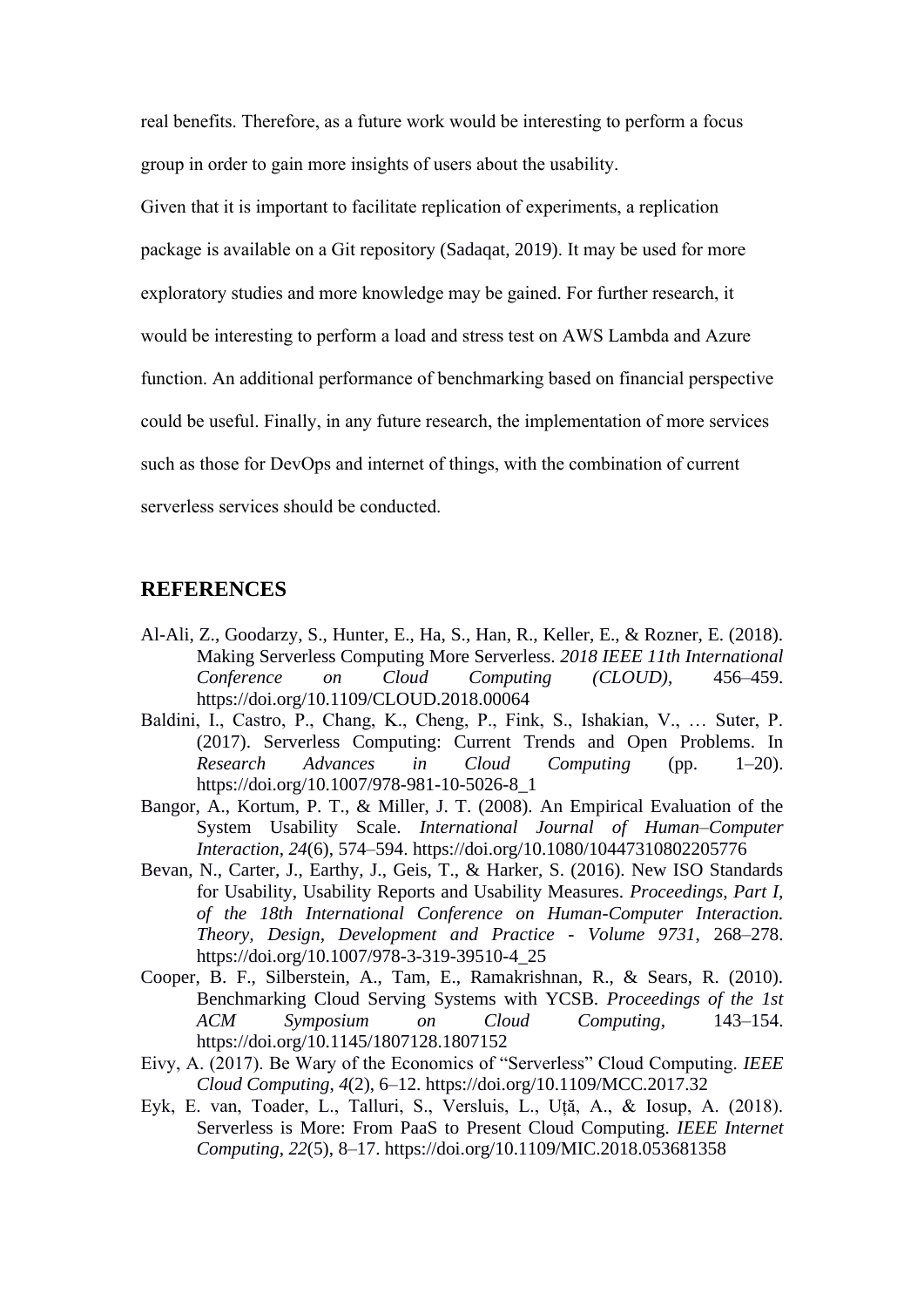real benefits. Therefore, as a future work would be interesting to perform a focus group in order to gain more insights of users about the usability.

Given that it is important to facilitate replication of experiments, a replication package is available on a Git repository (Sadaqat, 2019). It may be used for more exploratory studies and more knowledge may be gained. For further research, it would be interesting to perform a load and stress test on AWS Lambda and Azure function. An additional performance of benchmarking based on financial perspective could be useful. Finally, in any future research, the implementation of more services such as those for DevOps and internet of things, with the combination of current serverless services should be conducted.

## REFERENCES

Al-Ali, Z., Goodarzy, S., Hunter, E., Ha, S., Han, R., Keller, E., & Rozner, E. (2018). Making Serverless Computing More Serverless. *2018 IEEE 11th International Conference on Cloud Computing (CLOUD)*, 456–459. https://doi.org/10.1109/CLOUD.2018.00064

Baldini, I., Castro, P., Chang, K., Cheng, P., Fink, S., Ishakian, V., … Suter, P. (2017). Serverless Computing: Current Trends and Open Problems. In *Research Advances in Cloud Computing* (pp. 1–20). https://doi.org/10.1007/978-981-10-5026-8_1

Bangor, A., Kortum, P. T., & Miller, J. T. (2008). An Empirical Evaluation of the System Usability Scale. *International Journal of Human–Computer Interaction*, *24*(6), 574–594. https://doi.org/10.1080/10447310802205776

Bevan, N., Carter, J., Earthy, J., Geis, T., & Harker, S. (2016). New ISO Standards for Usability, Usability Reports and Usability Measures. *Proceedings, Part I, of the 18th International Conference on Human-Computer Interaction. Theory, Design, Development and Practice - Volume 9731*, 268–278. https://doi.org/10.1007/978-3-319-39510-4_25

Cooper, B. F., Silberstein, A., Tam, E., Ramakrishnan, R., & Sears, R. (2010). Benchmarking Cloud Serving Systems with YCSB. *Proceedings of the 1st ACM Symposium on Cloud Computing*, 143–154. https://doi.org/10.1145/1807128.1807152

Eivy, A. (2017). Be Wary of the Economics of "Serverless" Cloud Computing. *IEEE Cloud Computing*, *4*(2), 6–12. https://doi.org/10.1109/MCC.2017.32

Eyk, E. van, Toader, L., Talluri, S., Versluis, L., Uță, A., & Iosup, A. (2018). Serverless is More: From PaaS to Present Cloud Computing. *IEEE Internet Computing*, *22*(5), 8–17. https://doi.org/10.1109/MIC.2018.053681358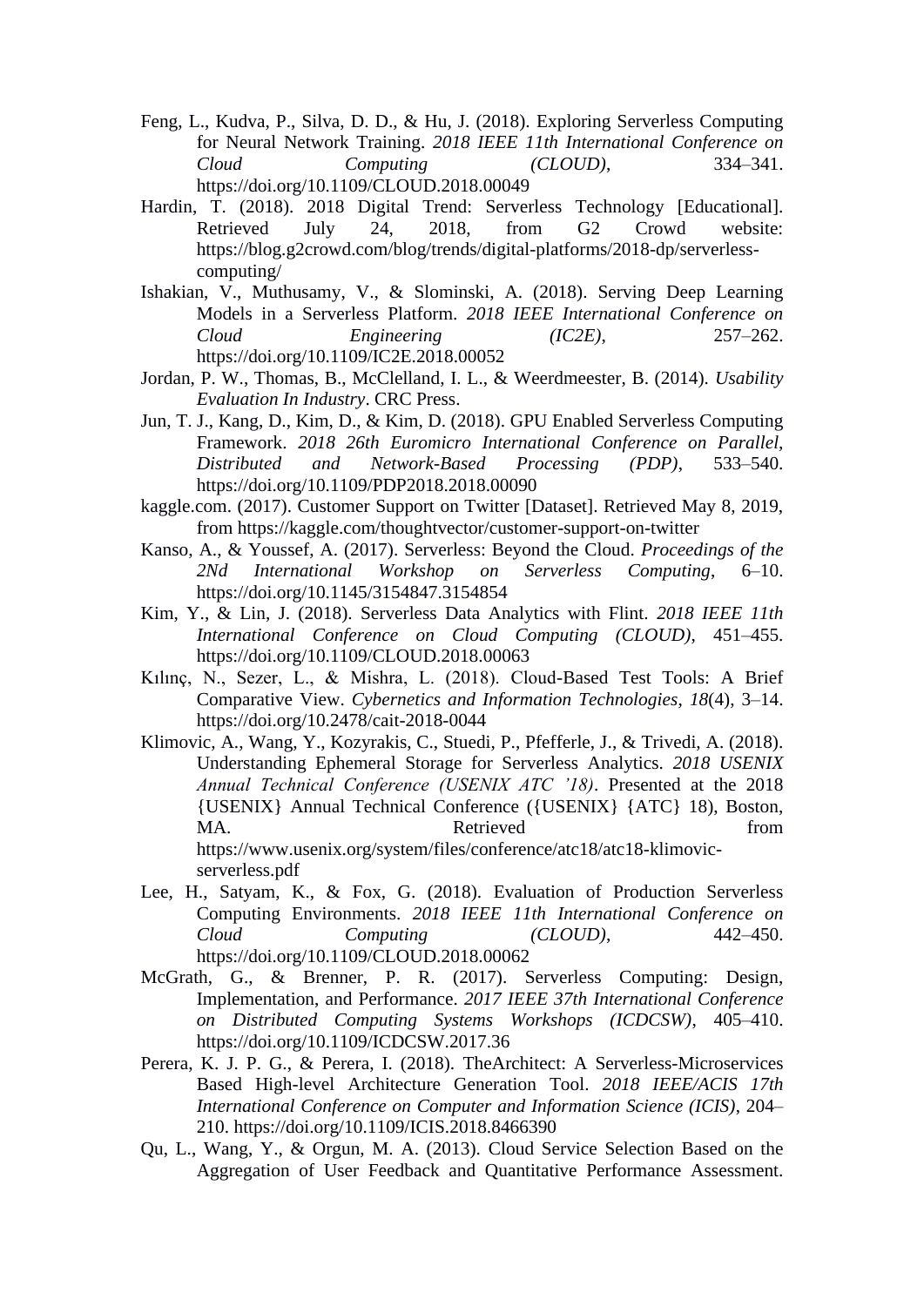Feng, L., Kudva, P., Silva, D. D., & Hu, J. (2018). Exploring Serverless Computing for Neural Network Training. *2018 IEEE 11th International Conference on Cloud Computing (CLOUD)*, 334–341. https://doi.org/10.1109/CLOUD.2018.00049

Hardin, T. (2018). 2018 Digital Trend: Serverless Technology [Educational]. Retrieved July 24, 2018, from G2 Crowd website: https://blog.g2crowd.com/blog/trends/digital-platforms/2018-dp/serverless-computing/

Ishakian, V., Muthusamy, V., & Slominski, A. (2018). Serving Deep Learning Models in a Serverless Platform. *2018 IEEE International Conference on Cloud Engineering (IC2E)*, 257–262. https://doi.org/10.1109/IC2E.2018.00052

Jordan, P. W., Thomas, B., McClelland, I. L., & Weerdmeester, B. (2014). *Usability Evaluation In Industry*. CRC Press.

Jun, T. J., Kang, D., Kim, D., & Kim, D. (2018). GPU Enabled Serverless Computing Framework. *2018 26th Euromicro International Conference on Parallel, Distributed and Network-Based Processing (PDP)*, 533–540. https://doi.org/10.1109/PDP2018.2018.00090

kaggle.com. (2017). Customer Support on Twitter [Dataset]. Retrieved May 8, 2019, from https://kaggle.com/thoughtvector/customer-support-on-twitter

Kanso, A., & Youssef, A. (2017). Serverless: Beyond the Cloud. *Proceedings of the 2Nd International Workshop on Serverless Computing*, 6–10. https://doi.org/10.1145/3154847.3154854

Kim, Y., & Lin, J. (2018). Serverless Data Analytics with Flint. *2018 IEEE 11th International Conference on Cloud Computing (CLOUD)*, 451–455. https://doi.org/10.1109/CLOUD.2018.00063

Kılınç, N., Sezer, L., & Mishra, L. (2018). Cloud-Based Test Tools: A Brief Comparative View. *Cybernetics and Information Technologies*, *18*(4), 3–14. https://doi.org/10.2478/cait-2018-0044

Klimovic, A., Wang, Y., Kozyrakis, C., Stuedi, P., Pfefferle, J., & Trivedi, A. (2018). Understanding Ephemeral Storage for Serverless Analytics. *2018 USENIX Annual Technical Conference (USENIX ATC '18)*. Presented at the 2018 {USENIX} Annual Technical Conference ({USENIX} {ATC} 18), Boston, MA. Retrieved from https://www.usenix.org/system/files/conference/atc18/atc18-klimovic-serverless.pdf

Lee, H., Satyam, K., & Fox, G. (2018). Evaluation of Production Serverless Computing Environments. *2018 IEEE 11th International Conference on Cloud Computing (CLOUD)*, 442–450. https://doi.org/10.1109/CLOUD.2018.00062

McGrath, G., & Brenner, P. R. (2017). Serverless Computing: Design, Implementation, and Performance. *2017 IEEE 37th International Conference on Distributed Computing Systems Workshops (ICDCSW)*, 405–410. https://doi.org/10.1109/ICDCSW.2017.36

Perera, K. J. P. G., & Perera, I. (2018). TheArchitect: A Serverless-Microservices Based High-level Architecture Generation Tool. *2018 IEEE/ACIS 17th International Conference on Computer and Information Science (ICIS)*, 204–210. https://doi.org/10.1109/ICIS.2018.8466390

Qu, L., Wang, Y., & Orgun, M. A. (2013). Cloud Service Selection Based on the Aggregation of User Feedback and Quantitative Performance Assessment.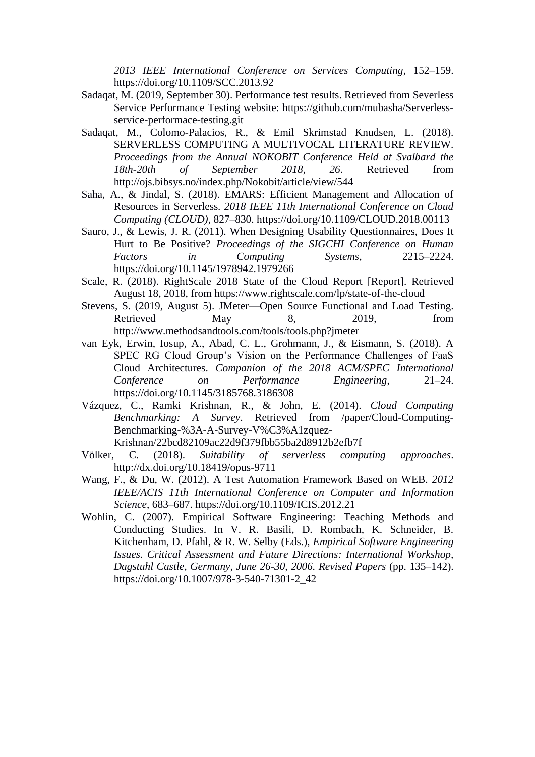*2013 IEEE International Conference on Services Computing*, 152–159. https://doi.org/10.1109/SCC.2013.92

Sadaqat, M. (2019, September 30). Performance test results. Retrieved from Severless Service Performance Testing website: https://github.com/mubasha/Serverless-service-performace-testing.git

Sadaqat, M., Colomo-Palacios, R., & Emil Skrimstad Knudsen, L. (2018). SERVERLESS COMPUTING A MULTIVOCAL LITERATURE REVIEW. *Proceedings from the Annual NOKOBIT Conference Held at Svalbard the 18th-20th of September 2018*, *26*. Retrieved from http://ojs.bibsys.no/index.php/Nokobit/article/view/544

Saha, A., & Jindal, S. (2018). EMARS: Efficient Management and Allocation of Resources in Serverless. *2018 IEEE 11th International Conference on Cloud Computing (CLOUD)*, 827–830. https://doi.org/10.1109/CLOUD.2018.00113

Sauro, J., & Lewis, J. R. (2011). When Designing Usability Questionnaires, Does It Hurt to Be Positive? *Proceedings of the SIGCHI Conference on Human Factors in Computing Systems*, 2215–2224. https://doi.org/10.1145/1978942.1979266

Scale, R. (2018). RightScale 2018 State of the Cloud Report [Report]. Retrieved August 18, 2018, from https://www.rightscale.com/lp/state-of-the-cloud

Stevens, S. (2019, August 5). JMeter—Open Source Functional and Load Testing. Retrieved May 8, 2019, from http://www.methodsandtools.com/tools/tools.php?jmeter

van Eyk, Erwin, Iosup, A., Abad, C. L., Grohmann, J., & Eismann, S. (2018). A SPEC RG Cloud Group's Vision on the Performance Challenges of FaaS Cloud Architectures. *Companion of the 2018 ACM/SPEC International Conference on Performance Engineering*, 21–24. https://doi.org/10.1145/3185768.3186308

Vázquez, C., Ramki Krishnan, R., & John, E. (2014). *Cloud Computing Benchmarking: A Survey*. Retrieved from /paper/Cloud-Computing-Benchmarking-%3A-A-Survey-V%C3%A1zquez-Krishnan/22bcd82109ac22d9f379fbb55ba2d8912b2efb7f

Völker, C. (2018). *Suitability of serverless computing approaches*. http://dx.doi.org/10.18419/opus-9711

Wang, F., & Du, W. (2012). A Test Automation Framework Based on WEB. *2012 IEEE/ACIS 11th International Conference on Computer and Information Science*, 683–687. https://doi.org/10.1109/ICIS.2012.21

Wohlin, C. (2007). Empirical Software Engineering: Teaching Methods and Conducting Studies. In V. R. Basili, D. Rombach, K. Schneider, B. Kitchenham, D. Pfahl, & R. W. Selby (Eds.), *Empirical Software Engineering Issues. Critical Assessment and Future Directions: International Workshop, Dagstuhl Castle, Germany, June 26-30, 2006. Revised Papers* (pp. 135–142). https://doi.org/10.1007/978-3-540-71301-2_42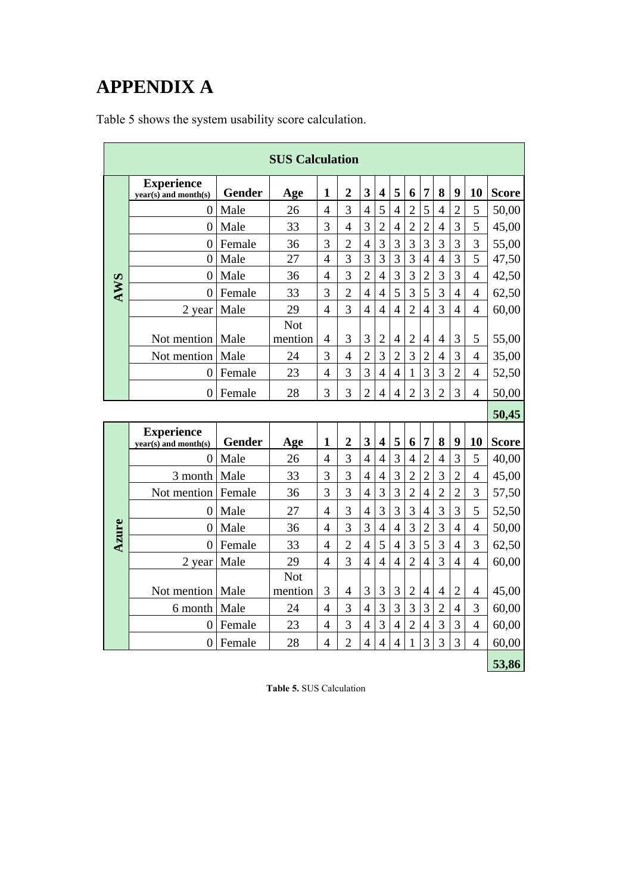# APPENDIX A

Table 5 shows the system usability score calculation.

| SUS Calculation | | | | | | | | | | | | | | |
|---|---|---|---|---|---|---|---|---|---|---|---|---|---|---|
| | Experience year(s) and month(s) | Gender | Age | 1 | 2 | 3 | 4 | 5 | 6 | 7 | 8 | 9 | 10 | Score |
| AWS | 0 | Male | 26 | 4 | 3 | 4 | 5 | 4 | 2 | 5 | 4 | 2 | 5 | 50,00 |
| | 0 | Male | 33 | 3 | 4 | 3 | 2 | 4 | 2 | 2 | 4 | 3 | 5 | 45,00 |
| | 0 | Female | 36 | 3 | 2 | 4 | 3 | 3 | 3 | 3 | 3 | 3 | 3 | 55,00 |
| | 0 | Male | 27 | 4 | 3 | 3 | 3 | 3 | 3 | 4 | 4 | 3 | 5 | 47,50 |
| | 0 | Male | 36 | 4 | 3 | 2 | 4 | 3 | 3 | 2 | 3 | 3 | 4 | 42,50 |
| | 0 | Female | 33 | 3 | 2 | 4 | 4 | 5 | 3 | 5 | 3 | 4 | 4 | 62,50 |
| | 2 year | Male | 29 | 4 | 3 | 4 | 4 | 4 | 2 | 4 | 3 | 4 | 4 | 60,00 |
| | Not mention | Male | Not mention | 4 | 3 | 3 | 2 | 4 | 2 | 4 | 4 | 3 | 5 | 55,00 |
| | Not mention | Male | 24 | 3 | 4 | 2 | 3 | 2 | 3 | 2 | 4 | 3 | 4 | 35,00 |
| | 0 | Female | 23 | 4 | 3 | 3 | 4 | 4 | 1 | 3 | 3 | 2 | 4 | 52,50 |
| | 0 | Female | 28 | 3 | 3 | 2 | 4 | 4 | 2 | 3 | 2 | 3 | 4 | 50,00 |
| | | | | | | | | | | | | | | **50,45** |
| | Experience year(s) and month(s) | Gender | Age | 1 | 2 | 3 | 4 | 5 | 6 | 7 | 8 | 9 | 10 | Score |
| Azure | 0 | Male | 26 | 4 | 3 | 4 | 4 | 3 | 4 | 2 | 4 | 3 | 5 | 40,00 |
| | 3 month | Male | 33 | 3 | 3 | 4 | 4 | 3 | 2 | 2 | 3 | 2 | 4 | 45,00 |
| | Not mention | Female | 36 | 3 | 3 | 4 | 3 | 3 | 2 | 4 | 2 | 2 | 3 | 57,50 |
| | 0 | Male | 27 | 4 | 3 | 4 | 3 | 3 | 3 | 4 | 3 | 3 | 5 | 52,50 |
| | 0 | Male | 36 | 4 | 3 | 3 | 4 | 4 | 3 | 2 | 3 | 4 | 4 | 50,00 |
| | 0 | Female | 33 | 4 | 2 | 4 | 5 | 4 | 3 | 5 | 3 | 4 | 3 | 62,50 |
| | 2 year | Male | 29 | 4 | 3 | 4 | 4 | 4 | 2 | 4 | 3 | 4 | 4 | 60,00 |
| | Not mention | Male | Not mention | 3 | 4 | 3 | 3 | 3 | 2 | 4 | 4 | 2 | 4 | 45,00 |
| | 6 month | Male | 24 | 4 | 3 | 4 | 3 | 3 | 3 | 3 | 2 | 4 | 3 | 60,00 |
| | 0 | Female | 23 | 4 | 3 | 4 | 3 | 4 | 2 | 4 | 3 | 3 | 4 | 60,00 |
| | 0 | Female | 28 | 4 | 2 | 4 | 4 | 4 | 1 | 3 | 3 | 3 | 4 | 60,00 |
| | | | | | | | | | | | | | | **53,86** |

**Table 5.** SUS Calculation